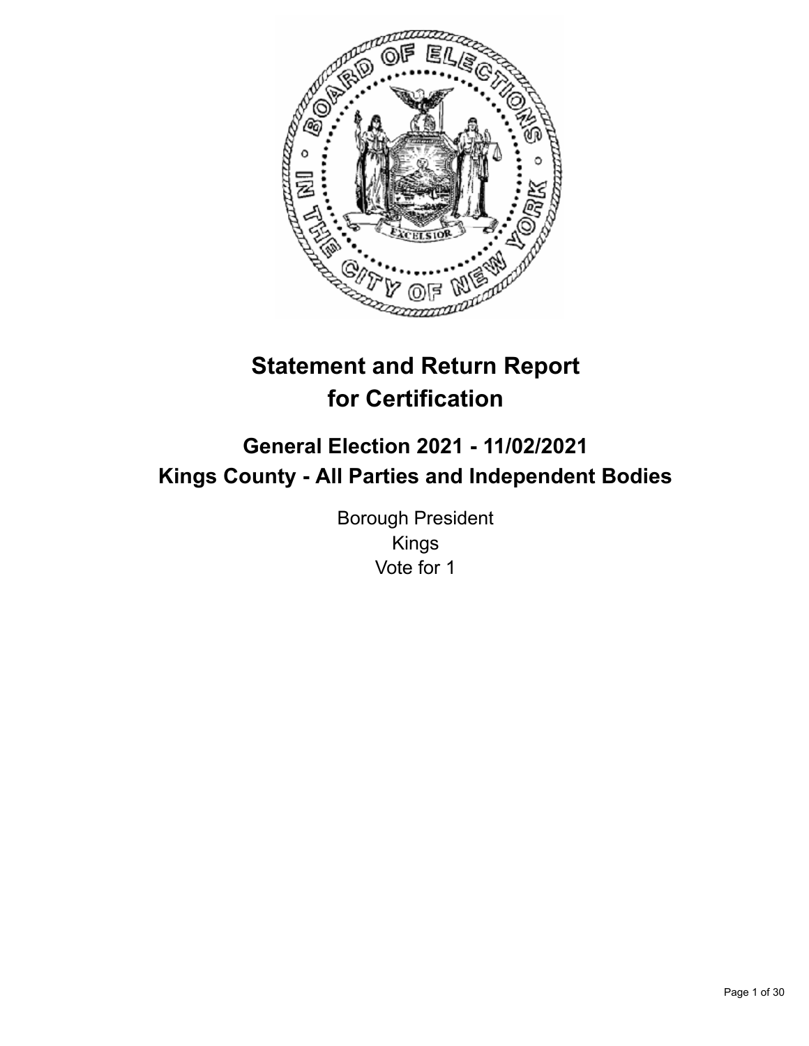# Statement and Return Report for Certification

## General Election 2021 - 11/02/2021
## Kings County - All Parties and Independent Bodies

Borough President
Kings
Vote for 1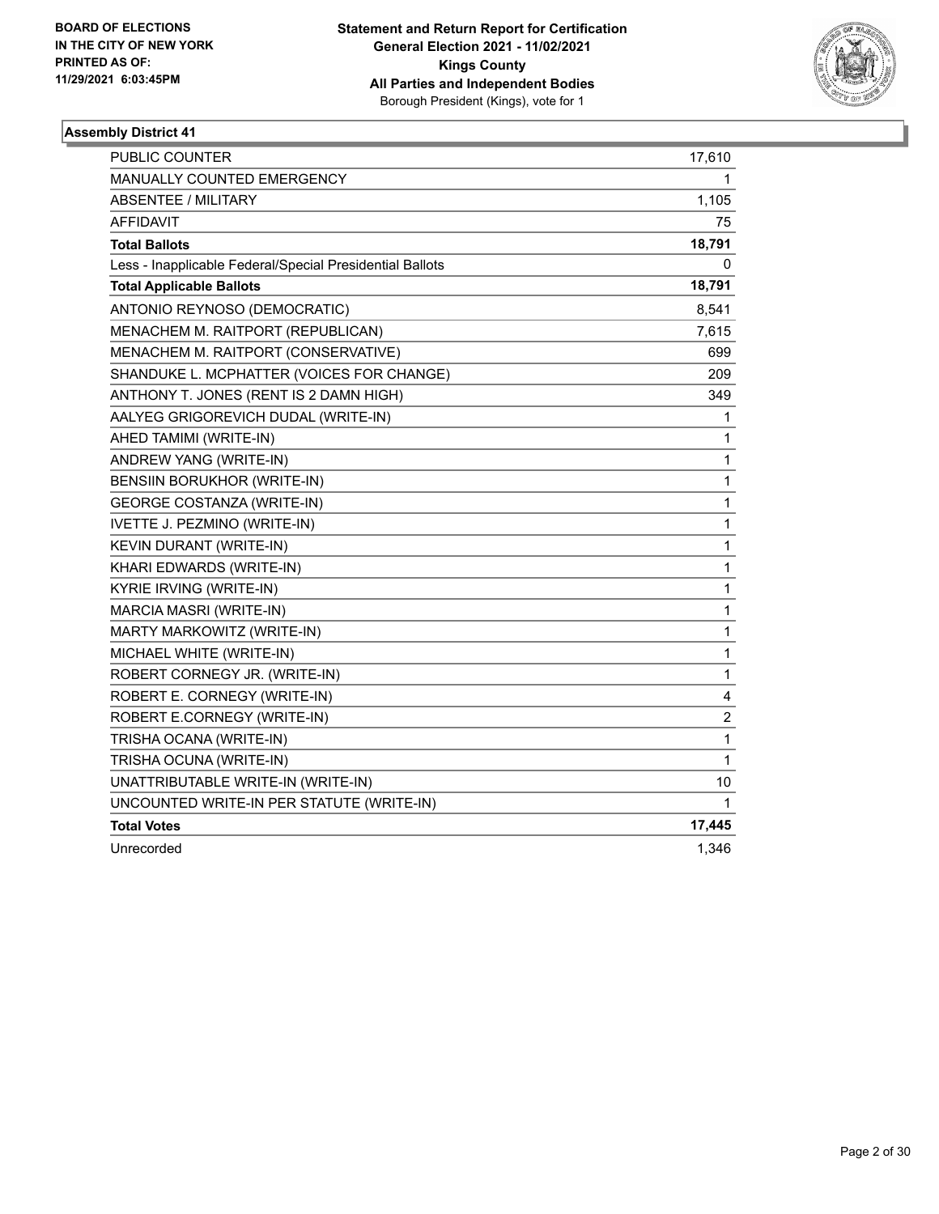**BOARD OF ELECTIONS IN THE CITY OF NEW YORK PRINTED AS OF: 11/29/2021 6:03:45PM**

**Statement and Return Report for Certification General Election 2021 - 11/02/2021 Kings County All Parties and Independent Bodies**
Borough President (Kings), vote for 1

### Assembly District 41

| | |
|---|---|
| PUBLIC COUNTER | 17,610 |
| MANUALLY COUNTED EMERGENCY | 1 |
| ABSENTEE / MILITARY | 1,105 |
| AFFIDAVIT | 75 |
| **Total Ballots** | **18,791** |
| Less - Inapplicable Federal/Special Presidential Ballots | 0 |
| **Total Applicable Ballots** | **18,791** |
| ANTONIO REYNOSO (DEMOCRATIC) | 8,541 |
| MENACHEM M. RAITPORT (REPUBLICAN) | 7,615 |
| MENACHEM M. RAITPORT (CONSERVATIVE) | 699 |
| SHANDUKE L. MCPHATTER (VOICES FOR CHANGE) | 209 |
| ANTHONY T. JONES (RENT IS 2 DAMN HIGH) | 349 |
| AALYEG GRIGOREVICH DUDAL (WRITE-IN) | 1 |
| AHED TAMIMI (WRITE-IN) | 1 |
| ANDREW YANG (WRITE-IN) | 1 |
| BENSIIN BORUKHOR (WRITE-IN) | 1 |
| GEORGE COSTANZA (WRITE-IN) | 1 |
| IVETTE J. PEZMINO (WRITE-IN) | 1 |
| KEVIN DURANT (WRITE-IN) | 1 |
| KHARI EDWARDS (WRITE-IN) | 1 |
| KYRIE IRVING (WRITE-IN) | 1 |
| MARCIA MASRI (WRITE-IN) | 1 |
| MARTY MARKOWITZ (WRITE-IN) | 1 |
| MICHAEL WHITE (WRITE-IN) | 1 |
| ROBERT CORNEGY JR. (WRITE-IN) | 1 |
| ROBERT E. CORNEGY (WRITE-IN) | 4 |
| ROBERT E.CORNEGY (WRITE-IN) | 2 |
| TRISHA OCANA (WRITE-IN) | 1 |
| TRISHA OCUNA (WRITE-IN) | 1 |
| UNATTRIBUTABLE WRITE-IN (WRITE-IN) | 10 |
| UNCOUNTED WRITE-IN PER STATUTE (WRITE-IN) | 1 |
| **Total Votes** | **17,445** |
| Unrecorded | 1,346 |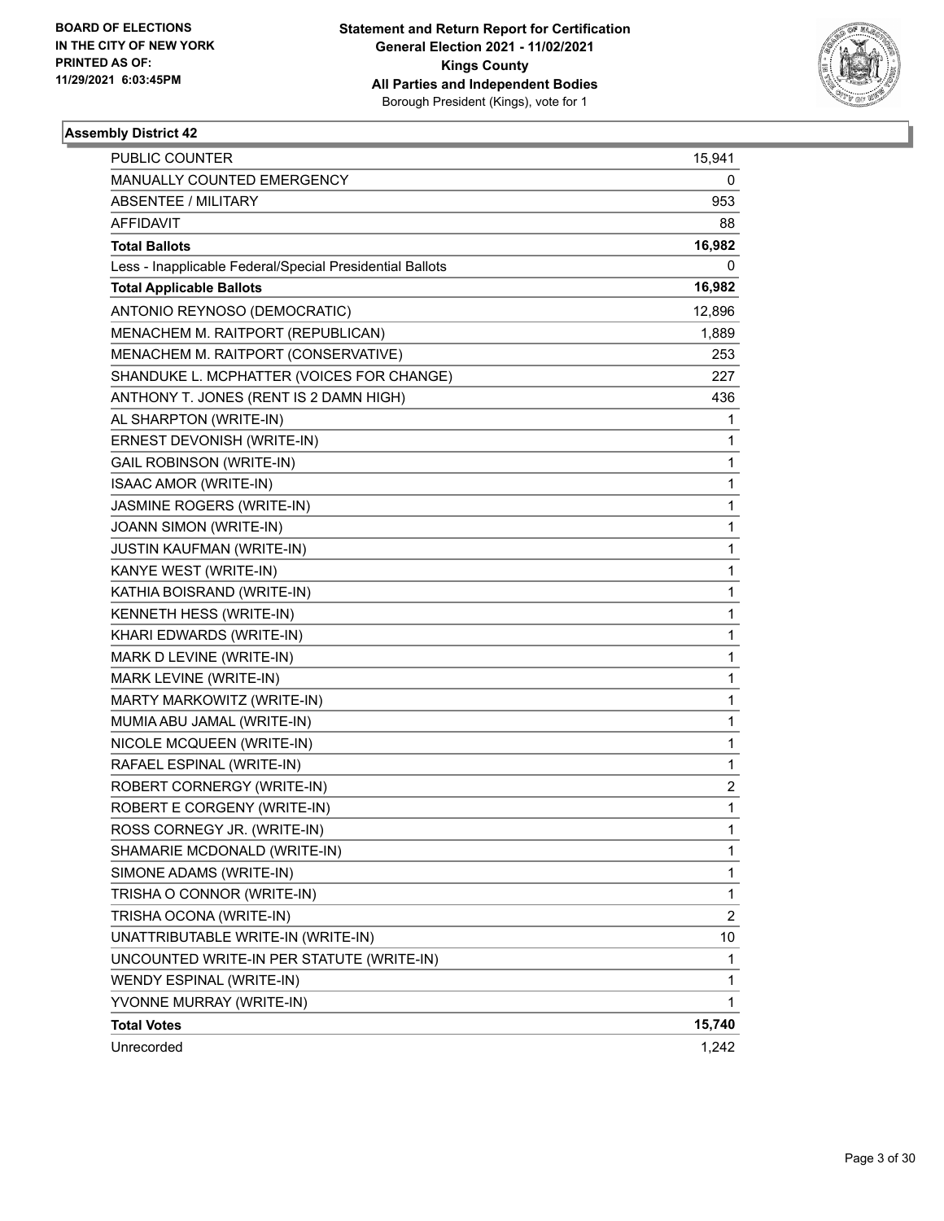BOARD OF ELECTIONS
IN THE CITY OF NEW YORK
PRINTED AS OF:
11/29/2021 6:03:45PM

**Statement and Return Report for Certification**
**General Election 2021 - 11/02/2021**
**Kings County**
**All Parties and Independent Bodies**
Borough President (Kings), vote for 1

## Assembly District 42

| | |
|---|---|
| PUBLIC COUNTER | 15,941 |
| MANUALLY COUNTED EMERGENCY | 0 |
| ABSENTEE / MILITARY | 953 |
| AFFIDAVIT | 88 |
| **Total Ballots** | **16,982** |
| Less - Inapplicable Federal/Special Presidential Ballots | 0 |
| **Total Applicable Ballots** | **16,982** |
| ANTONIO REYNOSO (DEMOCRATIC) | 12,896 |
| MENACHEM M. RAITPORT (REPUBLICAN) | 1,889 |
| MENACHEM M. RAITPORT (CONSERVATIVE) | 253 |
| SHANDUKE L. MCPHATTER (VOICES FOR CHANGE) | 227 |
| ANTHONY T. JONES (RENT IS 2 DAMN HIGH) | 436 |
| AL SHARPTON (WRITE-IN) | 1 |
| ERNEST DEVONISH (WRITE-IN) | 1 |
| GAIL ROBINSON (WRITE-IN) | 1 |
| ISAAC AMOR (WRITE-IN) | 1 |
| JASMINE ROGERS (WRITE-IN) | 1 |
| JOANN SIMON (WRITE-IN) | 1 |
| JUSTIN KAUFMAN (WRITE-IN) | 1 |
| KANYE WEST (WRITE-IN) | 1 |
| KATHIA BOISRAND (WRITE-IN) | 1 |
| KENNETH HESS (WRITE-IN) | 1 |
| KHARI EDWARDS (WRITE-IN) | 1 |
| MARK D LEVINE (WRITE-IN) | 1 |
| MARK LEVINE (WRITE-IN) | 1 |
| MARTY MARKOWITZ (WRITE-IN) | 1 |
| MUMIA ABU JAMAL (WRITE-IN) | 1 |
| NICOLE MCQUEEN (WRITE-IN) | 1 |
| RAFAEL ESPINAL (WRITE-IN) | 1 |
| ROBERT CORNERGY (WRITE-IN) | 2 |
| ROBERT E CORGENY (WRITE-IN) | 1 |
| ROSS CORNEGY JR. (WRITE-IN) | 1 |
| SHAMARIE MCDONALD (WRITE-IN) | 1 |
| SIMONE ADAMS (WRITE-IN) | 1 |
| TRISHA O CONNOR (WRITE-IN) | 1 |
| TRISHA OCONA (WRITE-IN) | 2 |
| UNATTRIBUTABLE WRITE-IN (WRITE-IN) | 10 |
| UNCOUNTED WRITE-IN PER STATUTE (WRITE-IN) | 1 |
| WENDY ESPINAL (WRITE-IN) | 1 |
| YVONNE MURRAY (WRITE-IN) | 1 |
| **Total Votes** | **15,740** |
| Unrecorded | 1,242 |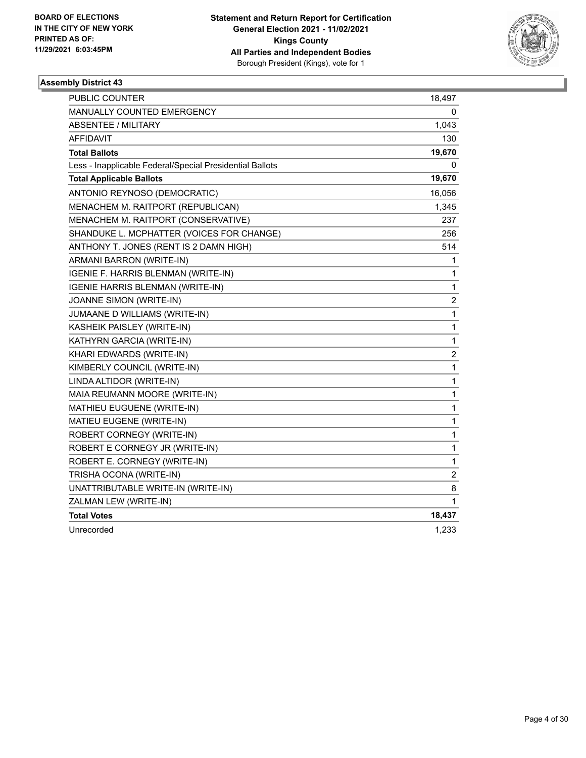**BOARD OF ELECTIONS IN THE CITY OF NEW YORK PRINTED AS OF: 11/29/2021 6:03:45PM**

**Statement and Return Report for Certification General Election 2021 - 11/02/2021 Kings County All Parties and Independent Bodies**
Borough President (Kings), vote for 1

### Assembly District 43

| | |
|---|---|
| PUBLIC COUNTER | 18,497 |
| MANUALLY COUNTED EMERGENCY | 0 |
| ABSENTEE / MILITARY | 1,043 |
| AFFIDAVIT | 130 |
| **Total Ballots** | **19,670** |
| Less - Inapplicable Federal/Special Presidential Ballots | 0 |
| **Total Applicable Ballots** | **19,670** |
| ANTONIO REYNOSO (DEMOCRATIC) | 16,056 |
| MENACHEM M. RAITPORT (REPUBLICAN) | 1,345 |
| MENACHEM M. RAITPORT (CONSERVATIVE) | 237 |
| SHANDUKE L. MCPHATTER (VOICES FOR CHANGE) | 256 |
| ANTHONY T. JONES (RENT IS 2 DAMN HIGH) | 514 |
| ARMANI BARRON (WRITE-IN) | 1 |
| IGENIE F. HARRIS BLENMAN (WRITE-IN) | 1 |
| IGENIE HARRIS BLENMAN (WRITE-IN) | 1 |
| JOANNE SIMON (WRITE-IN) | 2 |
| JUMAANE D WILLIAMS (WRITE-IN) | 1 |
| KASHEIK PAISLEY (WRITE-IN) | 1 |
| KATHYRN GARCIA (WRITE-IN) | 1 |
| KHARI EDWARDS (WRITE-IN) | 2 |
| KIMBERLY COUNCIL (WRITE-IN) | 1 |
| LINDA ALTIDOR (WRITE-IN) | 1 |
| MAIA REUMANN MOORE (WRITE-IN) | 1 |
| MATHIEU EUGUENE (WRITE-IN) | 1 |
| MATIEU EUGENE (WRITE-IN) | 1 |
| ROBERT CORNEGY (WRITE-IN) | 1 |
| ROBERT E CORNEGY JR (WRITE-IN) | 1 |
| ROBERT E. CORNEGY (WRITE-IN) | 1 |
| TRISHA OCONA (WRITE-IN) | 2 |
| UNATTRIBUTABLE WRITE-IN (WRITE-IN) | 8 |
| ZALMAN LEW (WRITE-IN) | 1 |
| **Total Votes** | **18,437** |
| Unrecorded | 1,233 |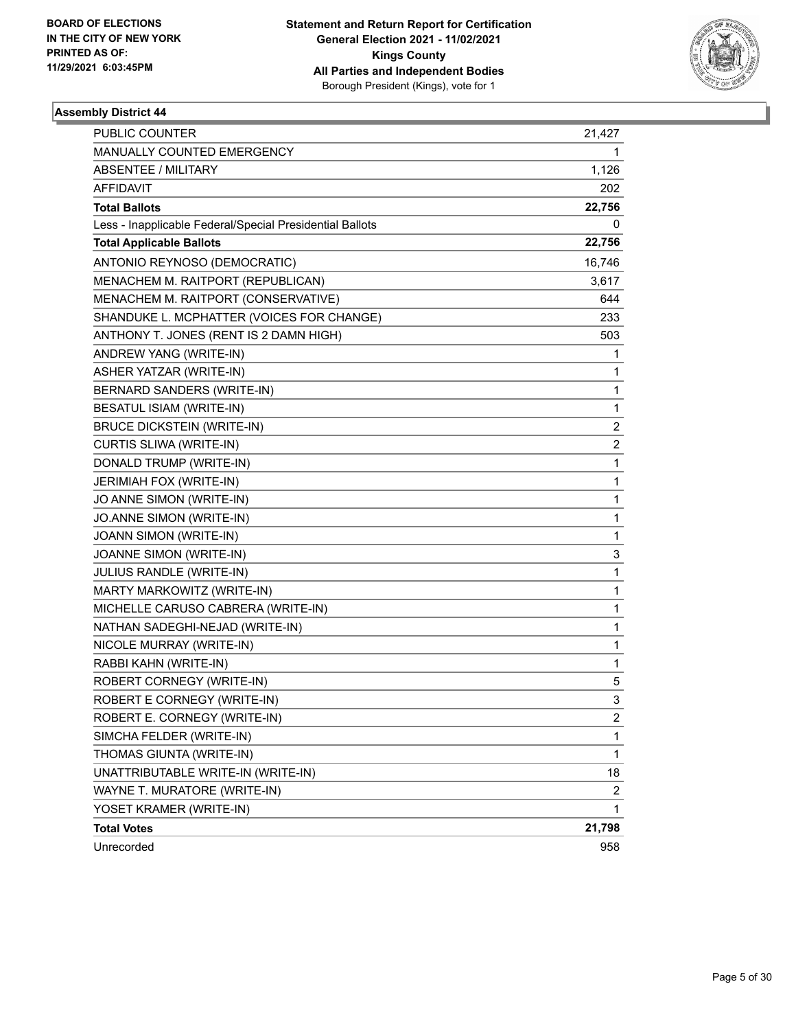BOARD OF ELECTIONS
IN THE CITY OF NEW YORK
PRINTED AS OF:
11/29/2021 6:03:45PM

**Statement and Return Report for Certification**
**General Election 2021 - 11/02/2021**
**Kings County**
**All Parties and Independent Bodies**
Borough President (Kings), vote for 1

### Assembly District 44

| | |
|---|---:|
| PUBLIC COUNTER | 21,427 |
| MANUALLY COUNTED EMERGENCY | 1 |
| ABSENTEE / MILITARY | 1,126 |
| AFFIDAVIT | 202 |
| **Total Ballots** | **22,756** |
| Less - Inapplicable Federal/Special Presidential Ballots | 0 |
| **Total Applicable Ballots** | **22,756** |
| ANTONIO REYNOSO (DEMOCRATIC) | 16,746 |
| MENACHEM M. RAITPORT (REPUBLICAN) | 3,617 |
| MENACHEM M. RAITPORT (CONSERVATIVE) | 644 |
| SHANDUKE L. MCPHATTER (VOICES FOR CHANGE) | 233 |
| ANTHONY T. JONES (RENT IS 2 DAMN HIGH) | 503 |
| ANDREW YANG (WRITE-IN) | 1 |
| ASHER YATZAR (WRITE-IN) | 1 |
| BERNARD SANDERS (WRITE-IN) | 1 |
| BESATUL ISIAM (WRITE-IN) | 1 |
| BRUCE DICKSTEIN (WRITE-IN) | 2 |
| CURTIS SLIWA (WRITE-IN) | 2 |
| DONALD TRUMP (WRITE-IN) | 1 |
| JERIMIAH FOX (WRITE-IN) | 1 |
| JO ANNE SIMON (WRITE-IN) | 1 |
| JO.ANNE SIMON (WRITE-IN) | 1 |
| JOANN SIMON (WRITE-IN) | 1 |
| JOANNE SIMON (WRITE-IN) | 3 |
| JULIUS RANDLE (WRITE-IN) | 1 |
| MARTY MARKOWITZ (WRITE-IN) | 1 |
| MICHELLE CARUSO CABRERA (WRITE-IN) | 1 |
| NATHAN SADEGHI-NEJAD (WRITE-IN) | 1 |
| NICOLE MURRAY (WRITE-IN) | 1 |
| RABBI KAHN (WRITE-IN) | 1 |
| ROBERT CORNEGY (WRITE-IN) | 5 |
| ROBERT E CORNEGY (WRITE-IN) | 3 |
| ROBERT E. CORNEGY (WRITE-IN) | 2 |
| SIMCHA FELDER (WRITE-IN) | 1 |
| THOMAS GIUNTA (WRITE-IN) | 1 |
| UNATTRIBUTABLE WRITE-IN (WRITE-IN) | 18 |
| WAYNE T. MURATORE (WRITE-IN) | 2 |
| YOSET KRAMER (WRITE-IN) | 1 |
| **Total Votes** | **21,798** |
| Unrecorded | 958 |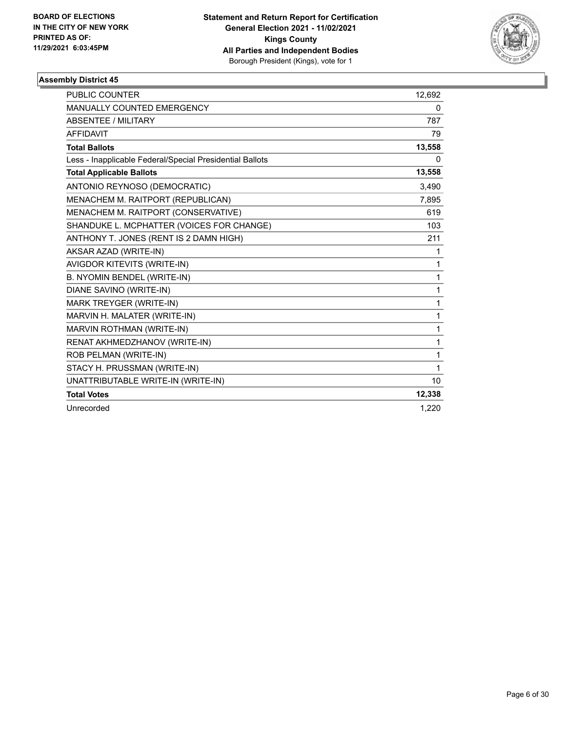BOARD OF ELECTIONS
IN THE CITY OF NEW YORK
PRINTED AS OF:
11/29/2021 6:03:45PM

**Statement and Return Report for Certification**
**General Election 2021 - 11/02/2021**
**Kings County**
**All Parties and Independent Bodies**
Borough President (Kings), vote for 1

### Assembly District 45

| | |
|---|---|
| PUBLIC COUNTER | 12,692 |
| MANUALLY COUNTED EMERGENCY | 0 |
| ABSENTEE / MILITARY | 787 |
| AFFIDAVIT | 79 |
| **Total Ballots** | **13,558** |
| Less - Inapplicable Federal/Special Presidential Ballots | 0 |
| **Total Applicable Ballots** | **13,558** |
| ANTONIO REYNOSO (DEMOCRATIC) | 3,490 |
| MENACHEM M. RAITPORT (REPUBLICAN) | 7,895 |
| MENACHEM M. RAITPORT (CONSERVATIVE) | 619 |
| SHANDUKE L. MCPHATTER (VOICES FOR CHANGE) | 103 |
| ANTHONY T. JONES (RENT IS 2 DAMN HIGH) | 211 |
| AKSAR AZAD (WRITE-IN) | 1 |
| AVIGDOR KITEVITS (WRITE-IN) | 1 |
| B. NYOMIN BENDEL (WRITE-IN) | 1 |
| DIANE SAVINO (WRITE-IN) | 1 |
| MARK TREYGER (WRITE-IN) | 1 |
| MARVIN H. MALATER (WRITE-IN) | 1 |
| MARVIN ROTHMAN (WRITE-IN) | 1 |
| RENAT AKHMEDZHANOV (WRITE-IN) | 1 |
| ROB PELMAN (WRITE-IN) | 1 |
| STACY H. PRUSSMAN (WRITE-IN) | 1 |
| UNATTRIBUTABLE WRITE-IN (WRITE-IN) | 10 |
| **Total Votes** | **12,338** |
| Unrecorded | 1,220 |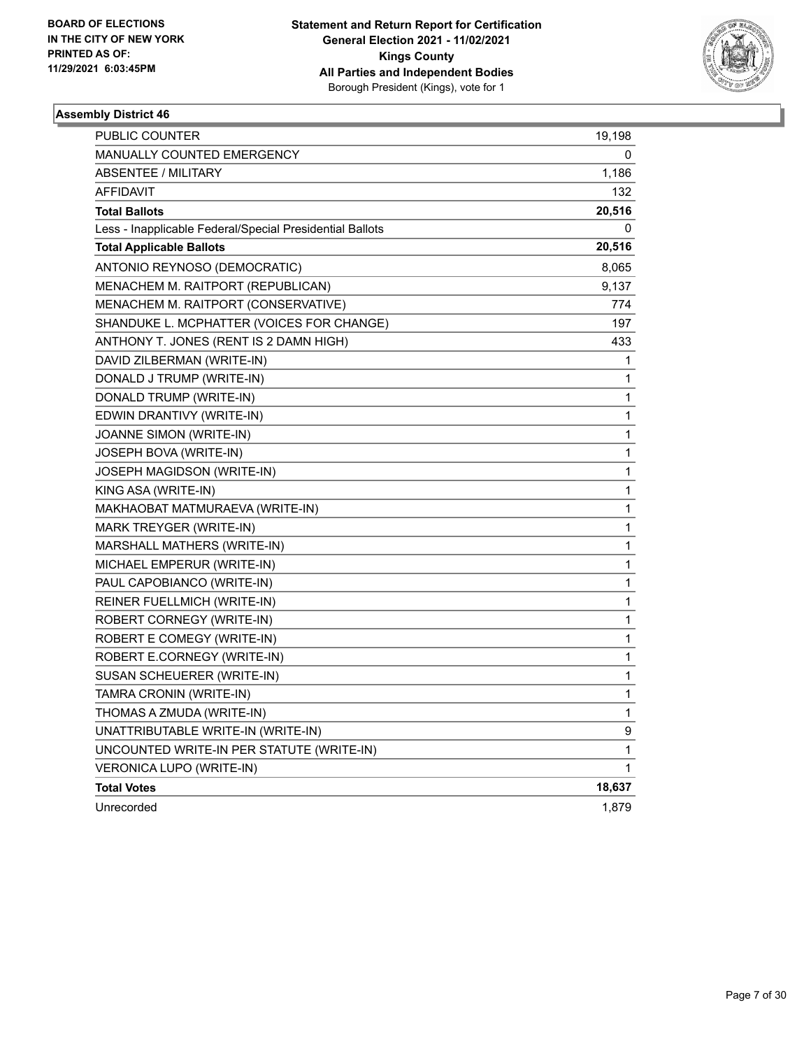BOARD OF ELECTIONS
IN THE CITY OF NEW YORK
PRINTED AS OF:
11/29/2021 6:03:45PM

**Statement and Return Report for Certification**
**General Election 2021 - 11/02/2021**
**Kings County**
**All Parties and Independent Bodies**
Borough President (Kings), vote for 1

### Assembly District 46

| | |
|---|---|
| PUBLIC COUNTER | 19,198 |
| MANUALLY COUNTED EMERGENCY | 0 |
| ABSENTEE / MILITARY | 1,186 |
| AFFIDAVIT | 132 |
| **Total Ballots** | **20,516** |
| Less - Inapplicable Federal/Special Presidential Ballots | 0 |
| **Total Applicable Ballots** | **20,516** |
| ANTONIO REYNOSO (DEMOCRATIC) | 8,065 |
| MENACHEM M. RAITPORT (REPUBLICAN) | 9,137 |
| MENACHEM M. RAITPORT (CONSERVATIVE) | 774 |
| SHANDUKE L. MCPHATTER (VOICES FOR CHANGE) | 197 |
| ANTHONY T. JONES (RENT IS 2 DAMN HIGH) | 433 |
| DAVID ZILBERMAN (WRITE-IN) | 1 |
| DONALD J TRUMP (WRITE-IN) | 1 |
| DONALD TRUMP (WRITE-IN) | 1 |
| EDWIN DRANTIVY (WRITE-IN) | 1 |
| JOANNE SIMON (WRITE-IN) | 1 |
| JOSEPH BOVA (WRITE-IN) | 1 |
| JOSEPH MAGIDSON (WRITE-IN) | 1 |
| KING ASA (WRITE-IN) | 1 |
| MAKHAOBAT MATMURAEVA (WRITE-IN) | 1 |
| MARK TREYGER (WRITE-IN) | 1 |
| MARSHALL MATHERS (WRITE-IN) | 1 |
| MICHAEL EMPERUR (WRITE-IN) | 1 |
| PAUL CAPOBIANCO (WRITE-IN) | 1 |
| REINER FUELLMICH (WRITE-IN) | 1 |
| ROBERT CORNEGY (WRITE-IN) | 1 |
| ROBERT E COMEGY (WRITE-IN) | 1 |
| ROBERT E.CORNEGY (WRITE-IN) | 1 |
| SUSAN SCHEUERER (WRITE-IN) | 1 |
| TAMRA CRONIN (WRITE-IN) | 1 |
| THOMAS A ZMUDA (WRITE-IN) | 1 |
| UNATTRIBUTABLE WRITE-IN (WRITE-IN) | 9 |
| UNCOUNTED WRITE-IN PER STATUTE (WRITE-IN) | 1 |
| VERONICA LUPO (WRITE-IN) | 1 |
| **Total Votes** | **18,637** |
| Unrecorded | 1,879 |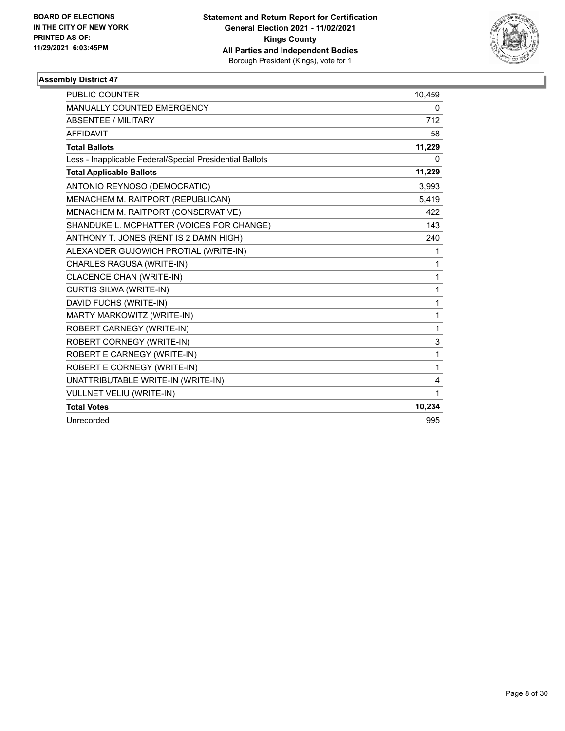BOARD OF ELECTIONS
IN THE CITY OF NEW YORK
PRINTED AS OF:
11/29/2021 6:03:45PM

**Statement and Return Report for Certification**
**General Election 2021 - 11/02/2021**
**Kings County**
**All Parties and Independent Bodies**
Borough President (Kings), vote for 1

### Assembly District 47

| | |
|---|---|
| PUBLIC COUNTER | 10,459 |
| MANUALLY COUNTED EMERGENCY | 0 |
| ABSENTEE / MILITARY | 712 |
| AFFIDAVIT | 58 |
| **Total Ballots** | **11,229** |
| Less - Inapplicable Federal/Special Presidential Ballots | 0 |
| **Total Applicable Ballots** | **11,229** |
| ANTONIO REYNOSO (DEMOCRATIC) | 3,993 |
| MENACHEM M. RAITPORT (REPUBLICAN) | 5,419 |
| MENACHEM M. RAITPORT (CONSERVATIVE) | 422 |
| SHANDUKE L. MCPHATTER (VOICES FOR CHANGE) | 143 |
| ANTHONY T. JONES (RENT IS 2 DAMN HIGH) | 240 |
| ALEXANDER GUJOWICH PROTIAL (WRITE-IN) | 1 |
| CHARLES RAGUSA (WRITE-IN) | 1 |
| CLACENCE CHAN (WRITE-IN) | 1 |
| CURTIS SILWA (WRITE-IN) | 1 |
| DAVID FUCHS (WRITE-IN) | 1 |
| MARTY MARKOWITZ (WRITE-IN) | 1 |
| ROBERT CARNEGY (WRITE-IN) | 1 |
| ROBERT CORNEGY (WRITE-IN) | 3 |
| ROBERT E CARNEGY (WRITE-IN) | 1 |
| ROBERT E CORNEGY (WRITE-IN) | 1 |
| UNATTRIBUTABLE WRITE-IN (WRITE-IN) | 4 |
| VULLNET VELIU (WRITE-IN) | 1 |
| **Total Votes** | **10,234** |
| Unrecorded | 995 |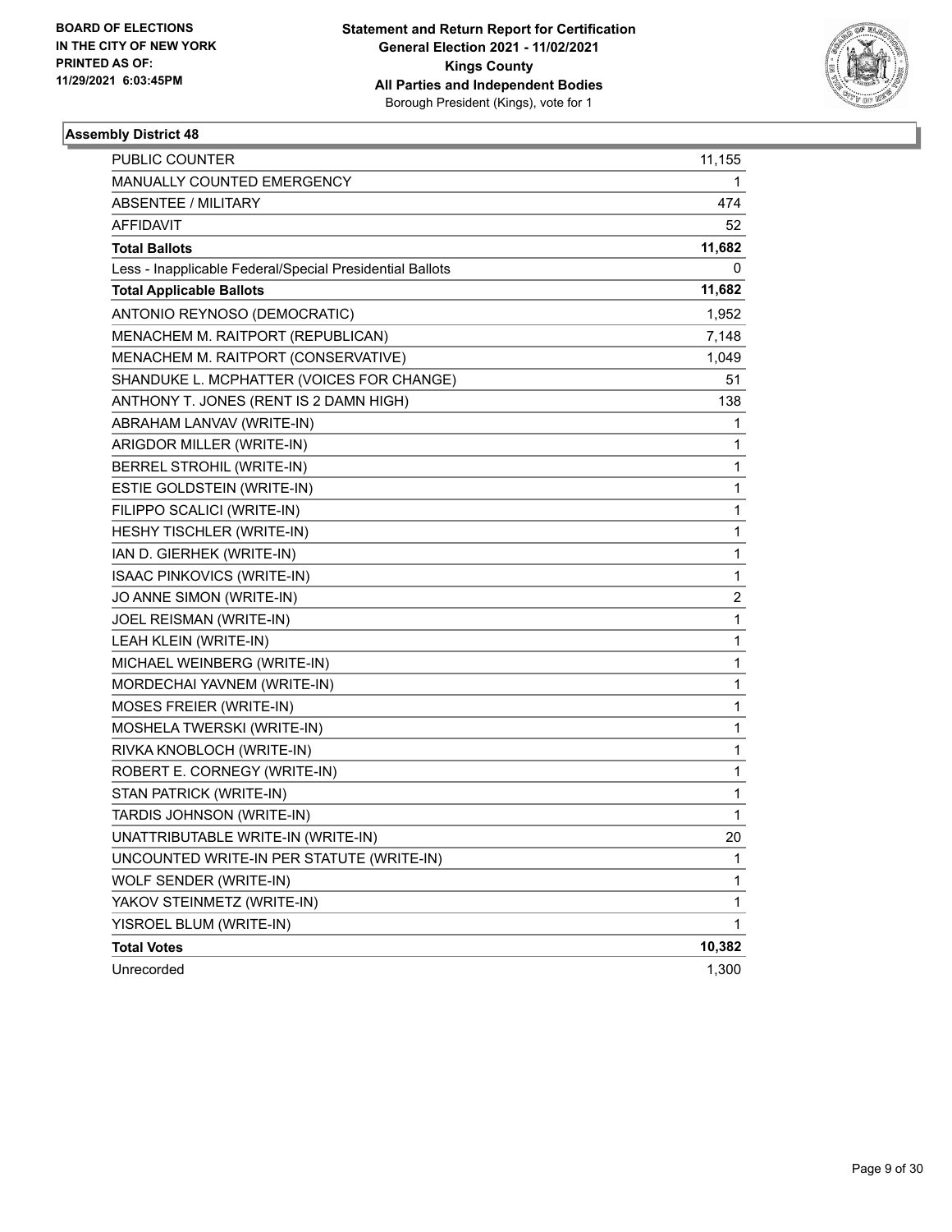**BOARD OF ELECTIONS IN THE CITY OF NEW YORK PRINTED AS OF: 11/29/2021 6:03:45PM**

**Statement and Return Report for Certification General Election 2021 - 11/02/2021 Kings County All Parties and Independent Bodies**
Borough President (Kings), vote for 1

### Assembly District 48

| | |
|---|---|
| PUBLIC COUNTER | 11,155 |
| MANUALLY COUNTED EMERGENCY | 1 |
| ABSENTEE / MILITARY | 474 |
| AFFIDAVIT | 52 |
| **Total Ballots** | **11,682** |
| Less - Inapplicable Federal/Special Presidential Ballots | 0 |
| **Total Applicable Ballots** | **11,682** |
| ANTONIO REYNOSO (DEMOCRATIC) | 1,952 |
| MENACHEM M. RAITPORT (REPUBLICAN) | 7,148 |
| MENACHEM M. RAITPORT (CONSERVATIVE) | 1,049 |
| SHANDUKE L. MCPHATTER (VOICES FOR CHANGE) | 51 |
| ANTHONY T. JONES (RENT IS 2 DAMN HIGH) | 138 |
| ABRAHAM LANVAV (WRITE-IN) | 1 |
| ARIGDOR MILLER (WRITE-IN) | 1 |
| BERREL STROHIL (WRITE-IN) | 1 |
| ESTIE GOLDSTEIN (WRITE-IN) | 1 |
| FILIPPO SCALICI (WRITE-IN) | 1 |
| HESHY TISCHLER (WRITE-IN) | 1 |
| IAN D. GIERHEK (WRITE-IN) | 1 |
| ISAAC PINKOVICS (WRITE-IN) | 1 |
| JO ANNE SIMON (WRITE-IN) | 2 |
| JOEL REISMAN (WRITE-IN) | 1 |
| LEAH KLEIN (WRITE-IN) | 1 |
| MICHAEL WEINBERG (WRITE-IN) | 1 |
| MORDECHAI YAVNEM (WRITE-IN) | 1 |
| MOSES FREIER (WRITE-IN) | 1 |
| MOSHELA TWERSKI (WRITE-IN) | 1 |
| RIVKA KNOBLOCH (WRITE-IN) | 1 |
| ROBERT E. CORNEGY (WRITE-IN) | 1 |
| STAN PATRICK (WRITE-IN) | 1 |
| TARDIS JOHNSON (WRITE-IN) | 1 |
| UNATTRIBUTABLE WRITE-IN (WRITE-IN) | 20 |
| UNCOUNTED WRITE-IN PER STATUTE (WRITE-IN) | 1 |
| WOLF SENDER (WRITE-IN) | 1 |
| YAKOV STEINMETZ (WRITE-IN) | 1 |
| YISROEL BLUM (WRITE-IN) | 1 |
| **Total Votes** | **10,382** |
| Unrecorded | 1,300 |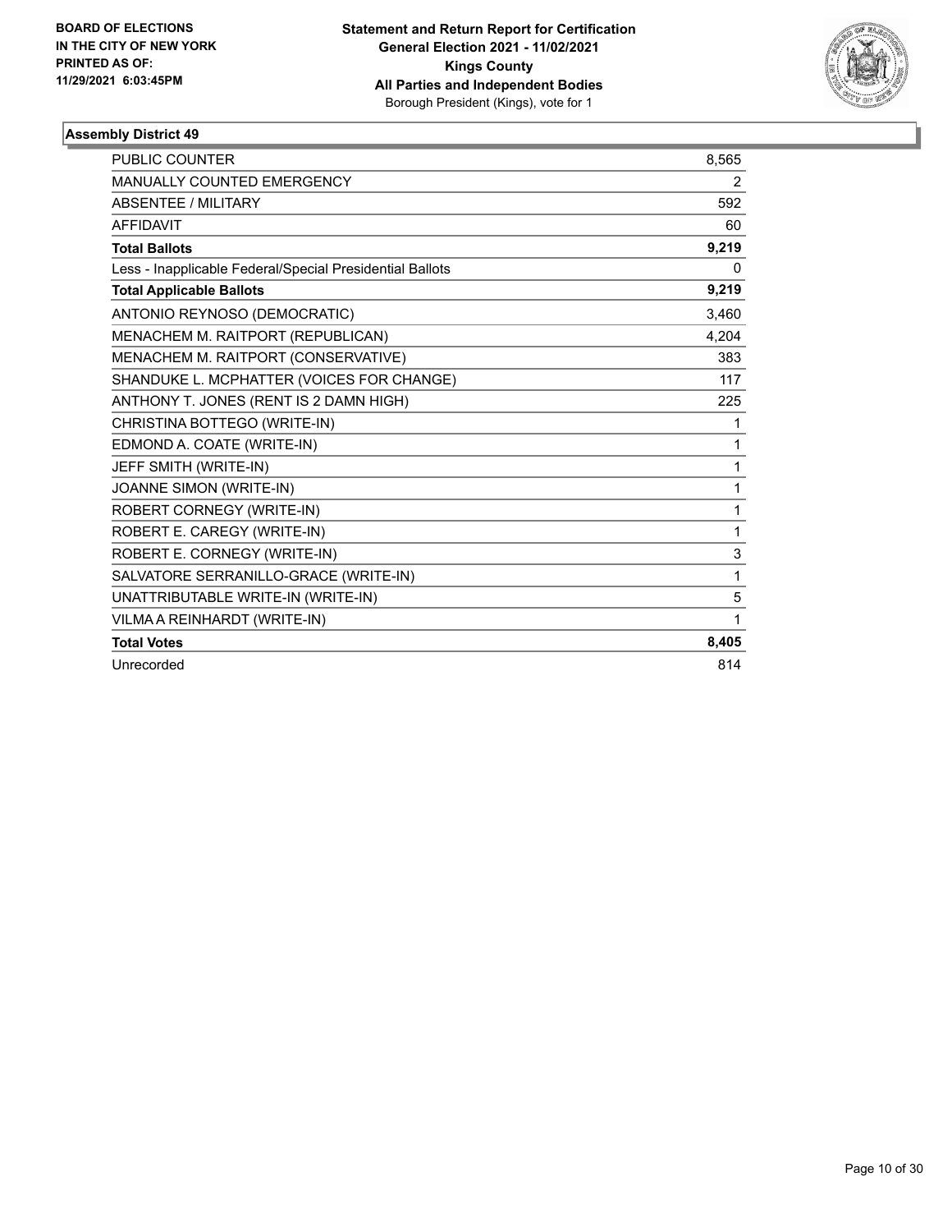BOARD OF ELECTIONS
IN THE CITY OF NEW YORK
PRINTED AS OF:
11/29/2021 6:03:45PM

**Statement and Return Report for Certification**
**General Election 2021 - 11/02/2021**
**Kings County**
**All Parties and Independent Bodies**
Borough President (Kings), vote for 1

## Assembly District 49

| | |
|---|---|
| PUBLIC COUNTER | 8,565 |
| MANUALLY COUNTED EMERGENCY | 2 |
| ABSENTEE / MILITARY | 592 |
| AFFIDAVIT | 60 |
| **Total Ballots** | **9,219** |
| Less - Inapplicable Federal/Special Presidential Ballots | 0 |
| **Total Applicable Ballots** | **9,219** |
| ANTONIO REYNOSO (DEMOCRATIC) | 3,460 |
| MENACHEM M. RAITPORT (REPUBLICAN) | 4,204 |
| MENACHEM M. RAITPORT (CONSERVATIVE) | 383 |
| SHANDUKE L. MCPHATTER (VOICES FOR CHANGE) | 117 |
| ANTHONY T. JONES (RENT IS 2 DAMN HIGH) | 225 |
| CHRISTINA BOTTEGO (WRITE-IN) | 1 |
| EDMOND A. COATE (WRITE-IN) | 1 |
| JEFF SMITH (WRITE-IN) | 1 |
| JOANNE SIMON (WRITE-IN) | 1 |
| ROBERT CORNEGY (WRITE-IN) | 1 |
| ROBERT E. CAREGY (WRITE-IN) | 1 |
| ROBERT E. CORNEGY (WRITE-IN) | 3 |
| SALVATORE SERRANILLO-GRACE (WRITE-IN) | 1 |
| UNATTRIBUTABLE WRITE-IN (WRITE-IN) | 5 |
| VILMA A REINHARDT (WRITE-IN) | 1 |
| **Total Votes** | **8,405** |
| Unrecorded | 814 |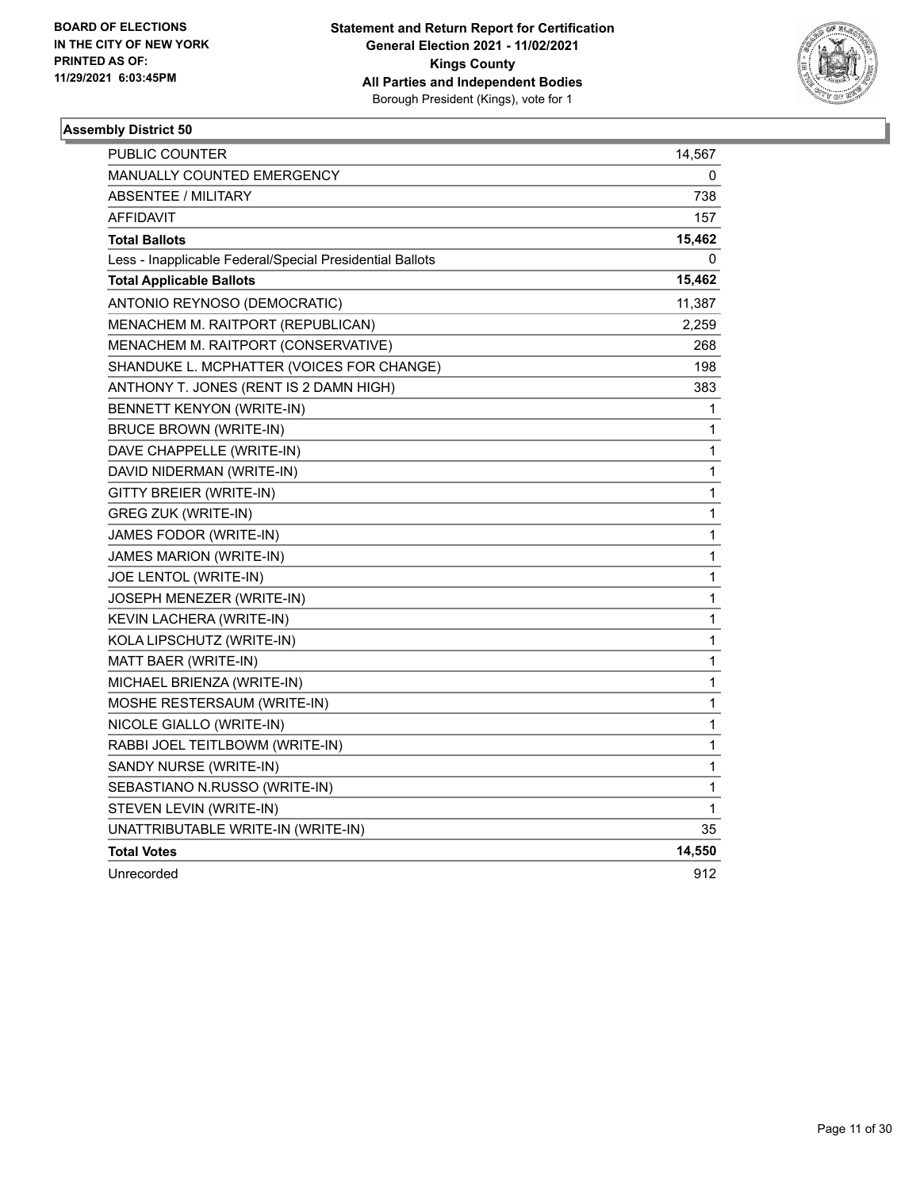BOARD OF ELECTIONS
IN THE CITY OF NEW YORK
PRINTED AS OF:
11/29/2021 6:03:45PM

**Statement and Return Report for Certification**
**General Election 2021 - 11/02/2021**
**Kings County**
**All Parties and Independent Bodies**
Borough President (Kings), vote for 1

### Assembly District 50

| | |
|---|---|
| PUBLIC COUNTER | 14,567 |
| MANUALLY COUNTED EMERGENCY | 0 |
| ABSENTEE / MILITARY | 738 |
| AFFIDAVIT | 157 |
| **Total Ballots** | **15,462** |
| Less - Inapplicable Federal/Special Presidential Ballots | 0 |
| **Total Applicable Ballots** | **15,462** |
| ANTONIO REYNOSO (DEMOCRATIC) | 11,387 |
| MENACHEM M. RAITPORT (REPUBLICAN) | 2,259 |
| MENACHEM M. RAITPORT (CONSERVATIVE) | 268 |
| SHANDUKE L. MCPHATTER (VOICES FOR CHANGE) | 198 |
| ANTHONY T. JONES (RENT IS 2 DAMN HIGH) | 383 |
| BENNETT KENYON (WRITE-IN) | 1 |
| BRUCE BROWN (WRITE-IN) | 1 |
| DAVE CHAPPELLE (WRITE-IN) | 1 |
| DAVID NIDERMAN (WRITE-IN) | 1 |
| GITTY BREIER (WRITE-IN) | 1 |
| GREG ZUK (WRITE-IN) | 1 |
| JAMES FODOR (WRITE-IN) | 1 |
| JAMES MARION (WRITE-IN) | 1 |
| JOE LENTOL (WRITE-IN) | 1 |
| JOSEPH MENEZER (WRITE-IN) | 1 |
| KEVIN LACHERA (WRITE-IN) | 1 |
| KOLA LIPSCHUTZ (WRITE-IN) | 1 |
| MATT BAER (WRITE-IN) | 1 |
| MICHAEL BRIENZA (WRITE-IN) | 1 |
| MOSHE RESTERSAUM (WRITE-IN) | 1 |
| NICOLE GIALLO (WRITE-IN) | 1 |
| RABBI JOEL TEITLBOWM (WRITE-IN) | 1 |
| SANDY NURSE (WRITE-IN) | 1 |
| SEBASTIANO N.RUSSO (WRITE-IN) | 1 |
| STEVEN LEVIN (WRITE-IN) | 1 |
| UNATTRIBUTABLE WRITE-IN (WRITE-IN) | 35 |
| **Total Votes** | **14,550** |
| Unrecorded | 912 |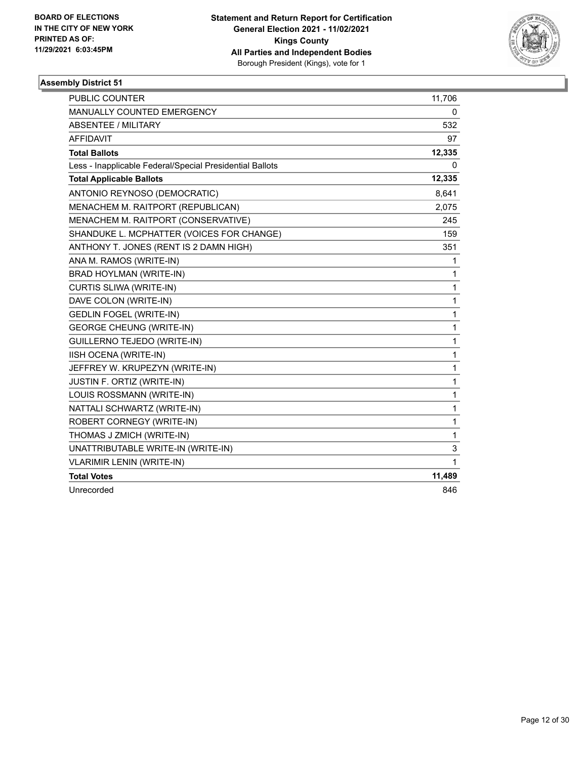BOARD OF ELECTIONS
IN THE CITY OF NEW YORK
PRINTED AS OF:
11/29/2021 6:03:45PM

**Statement and Return Report for Certification**
**General Election 2021 - 11/02/2021**
**Kings County**
**All Parties and Independent Bodies**
Borough President (Kings), vote for 1

### Assembly District 51

| | |
|---|---|
| PUBLIC COUNTER | 11,706 |
| MANUALLY COUNTED EMERGENCY | 0 |
| ABSENTEE / MILITARY | 532 |
| AFFIDAVIT | 97 |
| **Total Ballots** | **12,335** |
| Less - Inapplicable Federal/Special Presidential Ballots | 0 |
| **Total Applicable Ballots** | **12,335** |
| ANTONIO REYNOSO (DEMOCRATIC) | 8,641 |
| MENACHEM M. RAITPORT (REPUBLICAN) | 2,075 |
| MENACHEM M. RAITPORT (CONSERVATIVE) | 245 |
| SHANDUKE L. MCPHATTER (VOICES FOR CHANGE) | 159 |
| ANTHONY T. JONES (RENT IS 2 DAMN HIGH) | 351 |
| ANA M. RAMOS (WRITE-IN) | 1 |
| BRAD HOYLMAN (WRITE-IN) | 1 |
| CURTIS SLIWA (WRITE-IN) | 1 |
| DAVE COLON (WRITE-IN) | 1 |
| GEDLIN FOGEL (WRITE-IN) | 1 |
| GEORGE CHEUNG (WRITE-IN) | 1 |
| GUILLERNO TEJEDO (WRITE-IN) | 1 |
| IISH OCENA (WRITE-IN) | 1 |
| JEFFREY W. KRUPEZYN (WRITE-IN) | 1 |
| JUSTIN F. ORTIZ (WRITE-IN) | 1 |
| LOUIS ROSSMANN (WRITE-IN) | 1 |
| NATTALI SCHWARTZ (WRITE-IN) | 1 |
| ROBERT CORNEGY (WRITE-IN) | 1 |
| THOMAS J ZMICH (WRITE-IN) | 1 |
| UNATTRIBUTABLE WRITE-IN (WRITE-IN) | 3 |
| VLARIMIR LENIN (WRITE-IN) | 1 |
| **Total Votes** | **11,489** |
| Unrecorded | 846 |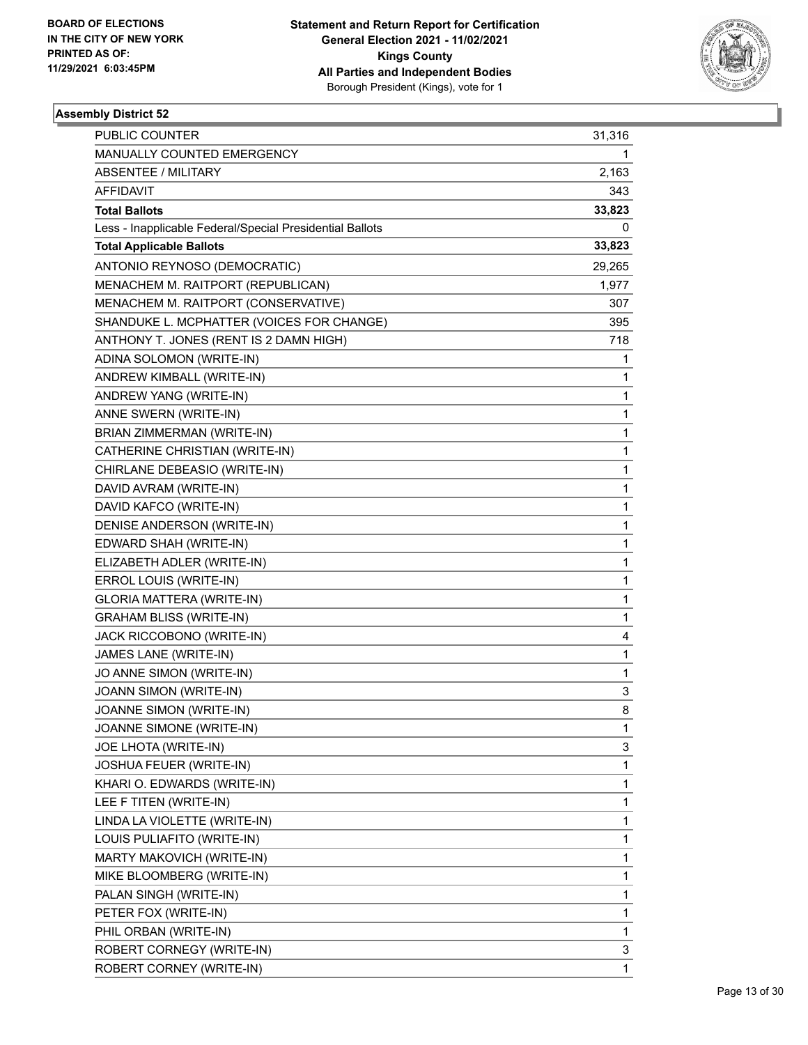**BOARD OF ELECTIONS IN THE CITY OF NEW YORK PRINTED AS OF: 11/29/2021 6:03:45PM**

**Statement and Return Report for Certification General Election 2021 - 11/02/2021 Kings County All Parties and Independent Bodies**
Borough President (Kings), vote for 1

### Assembly District 52

| | |
|---|---|
| PUBLIC COUNTER | 31,316 |
| MANUALLY COUNTED EMERGENCY | 1 |
| ABSENTEE / MILITARY | 2,163 |
| AFFIDAVIT | 343 |
| **Total Ballots** | **33,823** |
| Less - Inapplicable Federal/Special Presidential Ballots | 0 |
| **Total Applicable Ballots** | **33,823** |
| ANTONIO REYNOSO (DEMOCRATIC) | 29,265 |
| MENACHEM M. RAITPORT (REPUBLICAN) | 1,977 |
| MENACHEM M. RAITPORT (CONSERVATIVE) | 307 |
| SHANDUKE L. MCPHATTER (VOICES FOR CHANGE) | 395 |
| ANTHONY T. JONES (RENT IS 2 DAMN HIGH) | 718 |
| ADINA SOLOMON (WRITE-IN) | 1 |
| ANDREW KIMBALL (WRITE-IN) | 1 |
| ANDREW YANG (WRITE-IN) | 1 |
| ANNE SWERN (WRITE-IN) | 1 |
| BRIAN ZIMMERMAN (WRITE-IN) | 1 |
| CATHERINE CHRISTIAN (WRITE-IN) | 1 |
| CHIRLANE DEBEASIO (WRITE-IN) | 1 |
| DAVID AVRAM (WRITE-IN) | 1 |
| DAVID KAFCO (WRITE-IN) | 1 |
| DENISE ANDERSON (WRITE-IN) | 1 |
| EDWARD SHAH (WRITE-IN) | 1 |
| ELIZABETH ADLER (WRITE-IN) | 1 |
| ERROL LOUIS (WRITE-IN) | 1 |
| GLORIA MATTERA (WRITE-IN) | 1 |
| GRAHAM BLISS (WRITE-IN) | 1 |
| JACK RICCOBONO (WRITE-IN) | 4 |
| JAMES LANE (WRITE-IN) | 1 |
| JO ANNE SIMON (WRITE-IN) | 1 |
| JOANN SIMON (WRITE-IN) | 3 |
| JOANNE SIMON (WRITE-IN) | 8 |
| JOANNE SIMONE (WRITE-IN) | 1 |
| JOE LHOTA (WRITE-IN) | 3 |
| JOSHUA FEUER (WRITE-IN) | 1 |
| KHARI O. EDWARDS (WRITE-IN) | 1 |
| LEE F TITEN (WRITE-IN) | 1 |
| LINDA LA VIOLETTE (WRITE-IN) | 1 |
| LOUIS PULIAFITO (WRITE-IN) | 1 |
| MARTY MAKOVICH (WRITE-IN) | 1 |
| MIKE BLOOMBERG (WRITE-IN) | 1 |
| PALAN SINGH (WRITE-IN) | 1 |
| PETER FOX (WRITE-IN) | 1 |
| PHIL ORBAN (WRITE-IN) | 1 |
| ROBERT CORNEGY (WRITE-IN) | 3 |
| ROBERT CORNEY (WRITE-IN) | 1 |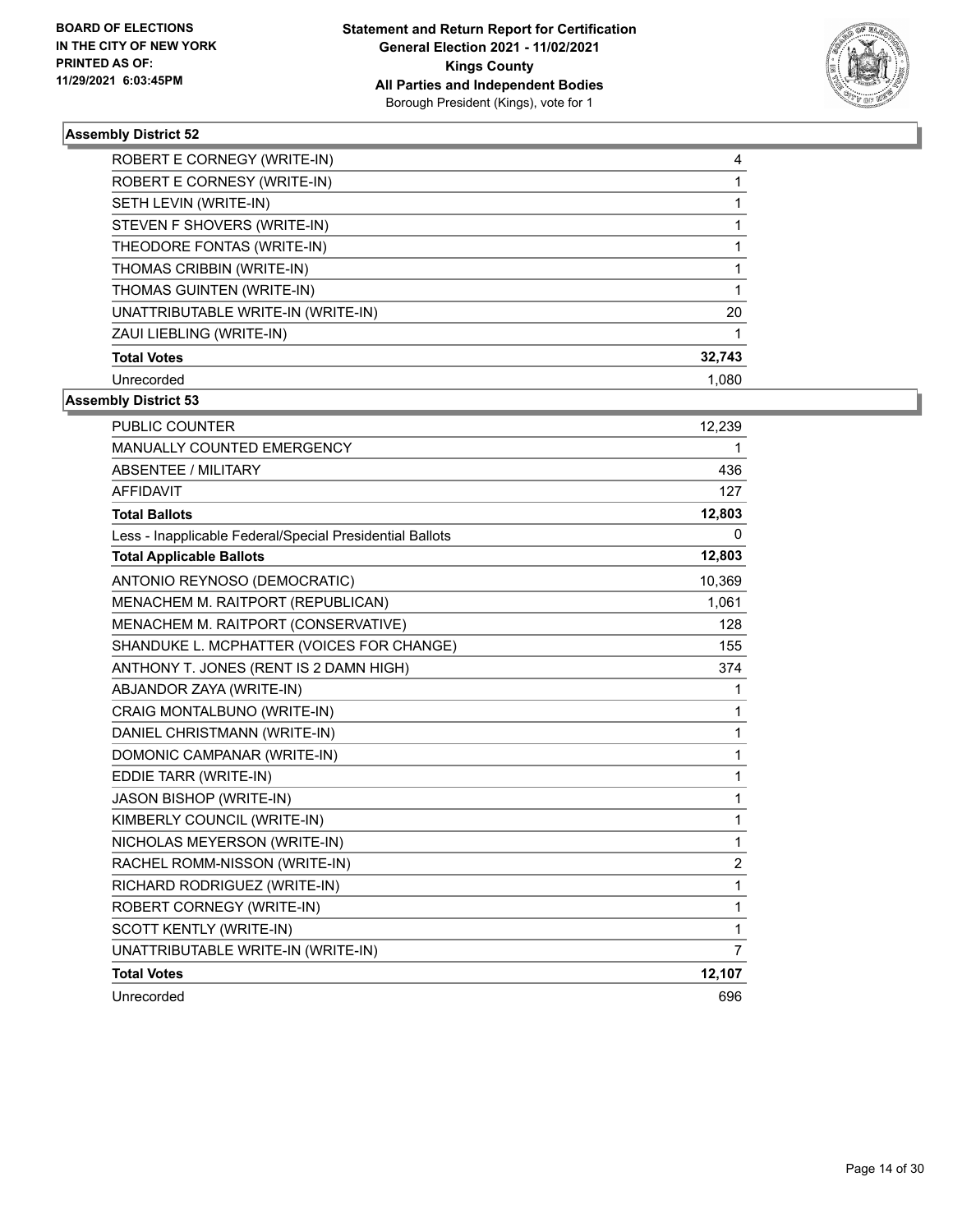**BOARD OF ELECTIONS IN THE CITY OF NEW YORK PRINTED AS OF: 11/29/2021 6:03:45PM**

**Statement and Return Report for Certification General Election 2021 - 11/02/2021 Kings County All Parties and Independent Bodies** Borough President (Kings), vote for 1

### Assembly District 52

| | |
|---|---|
| ROBERT E CORNEGY (WRITE-IN) | 4 |
| ROBERT E CORNESY (WRITE-IN) | 1 |
| SETH LEVIN (WRITE-IN) | 1 |
| STEVEN F SHOVERS (WRITE-IN) | 1 |
| THEODORE FONTAS (WRITE-IN) | 1 |
| THOMAS CRIBBIN (WRITE-IN) | 1 |
| THOMAS GUINTEN (WRITE-IN) | 1 |
| UNATTRIBUTABLE WRITE-IN (WRITE-IN) | 20 |
| ZAUI LIEBLING (WRITE-IN) | 1 |
| **Total Votes** | **32,743** |
| Unrecorded | 1,080 |

### Assembly District 53

| | |
|---|---|
| PUBLIC COUNTER | 12,239 |
| MANUALLY COUNTED EMERGENCY | 1 |
| ABSENTEE / MILITARY | 436 |
| AFFIDAVIT | 127 |
| **Total Ballots** | **12,803** |
| Less - Inapplicable Federal/Special Presidential Ballots | 0 |
| **Total Applicable Ballots** | **12,803** |
| ANTONIO REYNOSO (DEMOCRATIC) | 10,369 |
| MENACHEM M. RAITPORT (REPUBLICAN) | 1,061 |
| MENACHEM M. RAITPORT (CONSERVATIVE) | 128 |
| SHANDUKE L. MCPHATTER (VOICES FOR CHANGE) | 155 |
| ANTHONY T. JONES (RENT IS 2 DAMN HIGH) | 374 |
| ABJANDOR ZAYA (WRITE-IN) | 1 |
| CRAIG MONTALBUNO (WRITE-IN) | 1 |
| DANIEL CHRISTMANN (WRITE-IN) | 1 |
| DOMONIC CAMPANAR (WRITE-IN) | 1 |
| EDDIE TARR (WRITE-IN) | 1 |
| JASON BISHOP (WRITE-IN) | 1 |
| KIMBERLY COUNCIL (WRITE-IN) | 1 |
| NICHOLAS MEYERSON (WRITE-IN) | 1 |
| RACHEL ROMM-NISSON (WRITE-IN) | 2 |
| RICHARD RODRIGUEZ (WRITE-IN) | 1 |
| ROBERT CORNEGY (WRITE-IN) | 1 |
| SCOTT KENTLY (WRITE-IN) | 1 |
| UNATTRIBUTABLE WRITE-IN (WRITE-IN) | 7 |
| **Total Votes** | **12,107** |
| Unrecorded | 696 |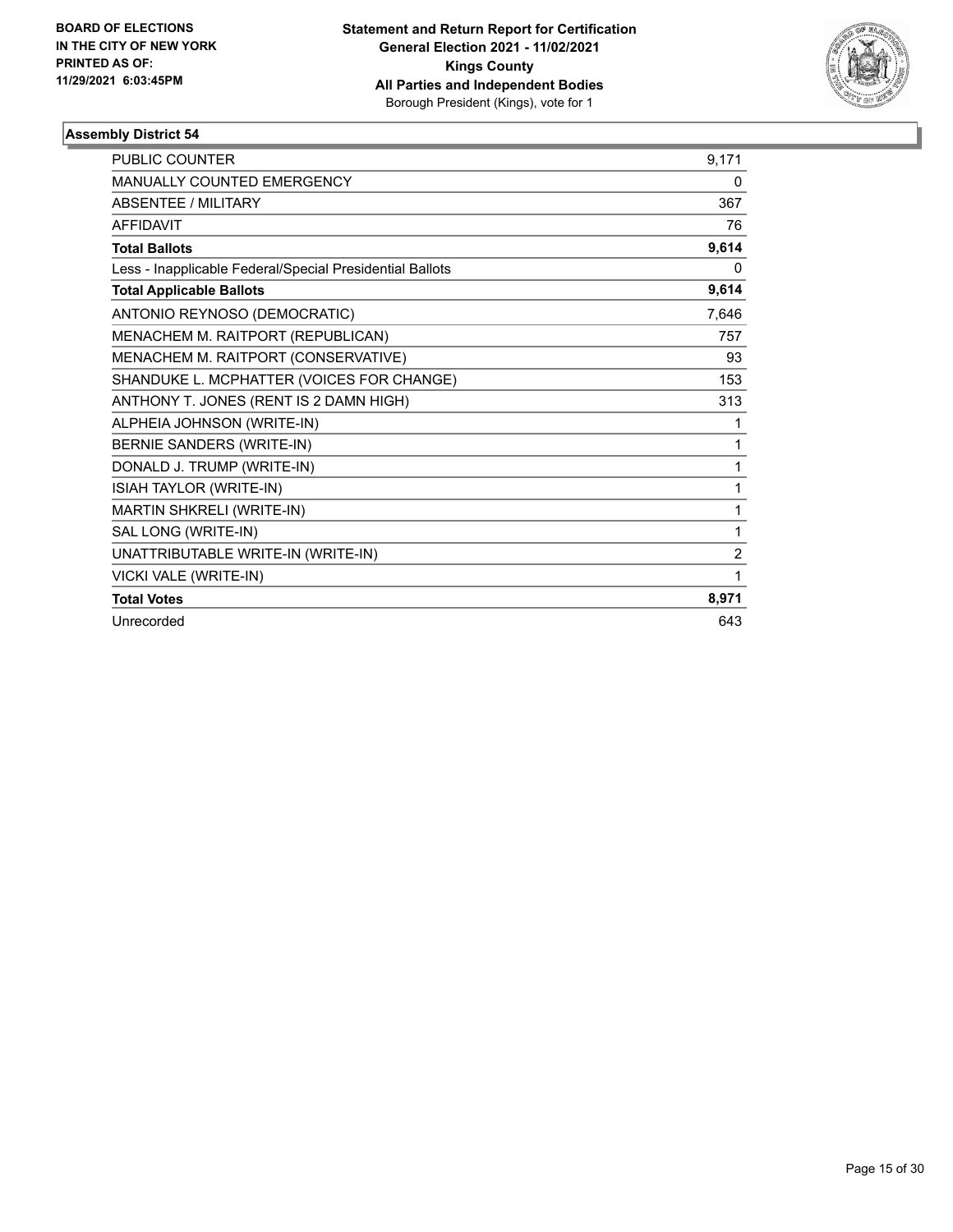BOARD OF ELECTIONS
IN THE CITY OF NEW YORK
PRINTED AS OF:
11/29/2021 6:03:45PM

**Statement and Return Report for Certification**
**General Election 2021 - 11/02/2021**
**Kings County**
**All Parties and Independent Bodies**
Borough President (Kings), vote for 1

## Assembly District 54

| | |
|---|---|
| PUBLIC COUNTER | 9,171 |
| MANUALLY COUNTED EMERGENCY | 0 |
| ABSENTEE / MILITARY | 367 |
| AFFIDAVIT | 76 |
| **Total Ballots** | **9,614** |
| Less - Inapplicable Federal/Special Presidential Ballots | 0 |
| **Total Applicable Ballots** | **9,614** |
| ANTONIO REYNOSO (DEMOCRATIC) | 7,646 |
| MENACHEM M. RAITPORT (REPUBLICAN) | 757 |
| MENACHEM M. RAITPORT (CONSERVATIVE) | 93 |
| SHANDUKE L. MCPHATTER (VOICES FOR CHANGE) | 153 |
| ANTHONY T. JONES (RENT IS 2 DAMN HIGH) | 313 |
| ALPHEIA JOHNSON (WRITE-IN) | 1 |
| BERNIE SANDERS (WRITE-IN) | 1 |
| DONALD J. TRUMP (WRITE-IN) | 1 |
| ISIAH TAYLOR (WRITE-IN) | 1 |
| MARTIN SHKRELI (WRITE-IN) | 1 |
| SAL LONG (WRITE-IN) | 1 |
| UNATTRIBUTABLE WRITE-IN (WRITE-IN) | 2 |
| VICKI VALE (WRITE-IN) | 1 |
| **Total Votes** | **8,971** |
| Unrecorded | 643 |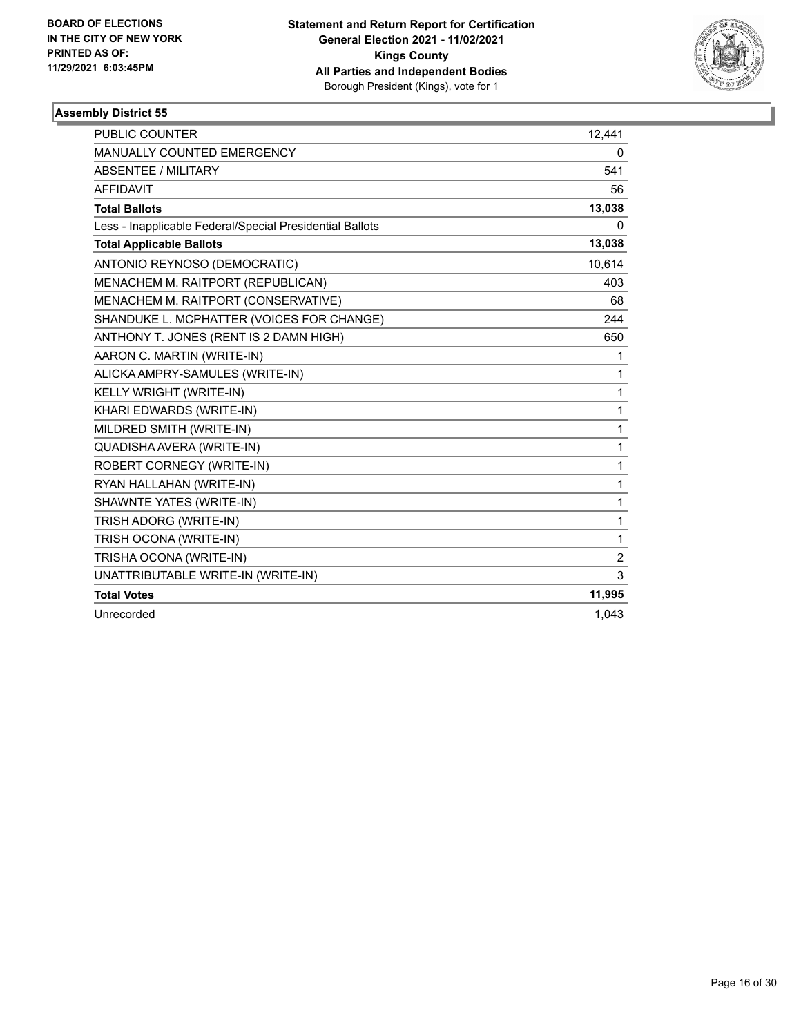BOARD OF ELECTIONS
IN THE CITY OF NEW YORK
PRINTED AS OF:
11/29/2021 6:03:45PM

**Statement and Return Report for Certification**
**General Election 2021 - 11/02/2021**
**Kings County**
**All Parties and Independent Bodies**
Borough President (Kings), vote for 1

### Assembly District 55

| | |
|---|---|
| PUBLIC COUNTER | 12,441 |
| MANUALLY COUNTED EMERGENCY | 0 |
| ABSENTEE / MILITARY | 541 |
| AFFIDAVIT | 56 |
| **Total Ballots** | **13,038** |
| Less - Inapplicable Federal/Special Presidential Ballots | 0 |
| **Total Applicable Ballots** | **13,038** |
| ANTONIO REYNOSO (DEMOCRATIC) | 10,614 |
| MENACHEM M. RAITPORT (REPUBLICAN) | 403 |
| MENACHEM M. RAITPORT (CONSERVATIVE) | 68 |
| SHANDUKE L. MCPHATTER (VOICES FOR CHANGE) | 244 |
| ANTHONY T. JONES (RENT IS 2 DAMN HIGH) | 650 |
| AARON C. MARTIN (WRITE-IN) | 1 |
| ALICKA AMPRY-SAMULES (WRITE-IN) | 1 |
| KELLY WRIGHT (WRITE-IN) | 1 |
| KHARI EDWARDS (WRITE-IN) | 1 |
| MILDRED SMITH (WRITE-IN) | 1 |
| QUADISHA AVERA (WRITE-IN) | 1 |
| ROBERT CORNEGY (WRITE-IN) | 1 |
| RYAN HALLAHAN (WRITE-IN) | 1 |
| SHAWNTE YATES (WRITE-IN) | 1 |
| TRISH ADORG (WRITE-IN) | 1 |
| TRISH OCONA (WRITE-IN) | 1 |
| TRISHA OCONA (WRITE-IN) | 2 |
| UNATTRIBUTABLE WRITE-IN (WRITE-IN) | 3 |
| **Total Votes** | **11,995** |
| Unrecorded | 1,043 |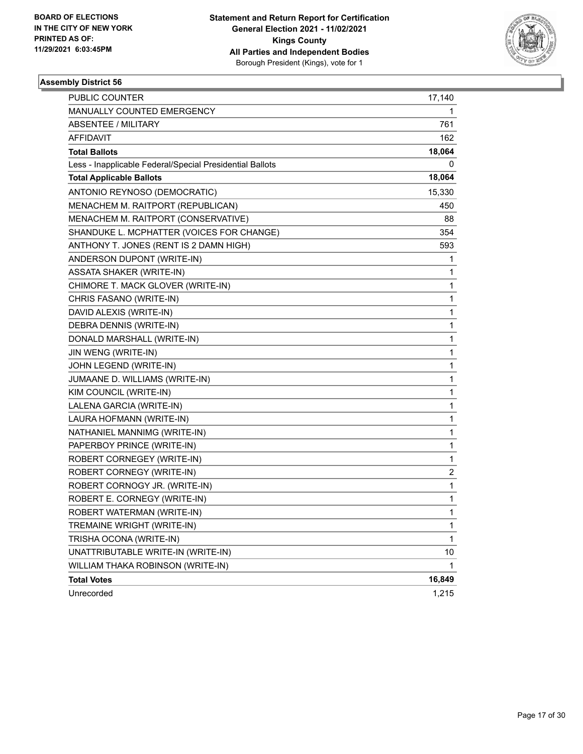BOARD OF ELECTIONS
IN THE CITY OF NEW YORK
PRINTED AS OF:
11/29/2021 6:03:45PM

**Statement and Return Report for Certification**
**General Election 2021 - 11/02/2021**
**Kings County**
**All Parties and Independent Bodies**
Borough President (Kings), vote for 1

## Assembly District 56

| | |
|---|---|
| PUBLIC COUNTER | 17,140 |
| MANUALLY COUNTED EMERGENCY | 1 |
| ABSENTEE / MILITARY | 761 |
| AFFIDAVIT | 162 |
| **Total Ballots** | **18,064** |
| Less - Inapplicable Federal/Special Presidential Ballots | 0 |
| **Total Applicable Ballots** | **18,064** |
| ANTONIO REYNOSO (DEMOCRATIC) | 15,330 |
| MENACHEM M. RAITPORT (REPUBLICAN) | 450 |
| MENACHEM M. RAITPORT (CONSERVATIVE) | 88 |
| SHANDUKE L. MCPHATTER (VOICES FOR CHANGE) | 354 |
| ANTHONY T. JONES (RENT IS 2 DAMN HIGH) | 593 |
| ANDERSON DUPONT (WRITE-IN) | 1 |
| ASSATA SHAKER (WRITE-IN) | 1 |
| CHIMORE T. MACK GLOVER (WRITE-IN) | 1 |
| CHRIS FASANO (WRITE-IN) | 1 |
| DAVID ALEXIS (WRITE-IN) | 1 |
| DEBRA DENNIS (WRITE-IN) | 1 |
| DONALD MARSHALL (WRITE-IN) | 1 |
| JIN WENG (WRITE-IN) | 1 |
| JOHN LEGEND (WRITE-IN) | 1 |
| JUMAANE D. WILLIAMS (WRITE-IN) | 1 |
| KIM COUNCIL (WRITE-IN) | 1 |
| LALENA GARCIA (WRITE-IN) | 1 |
| LAURA HOFMANN (WRITE-IN) | 1 |
| NATHANIEL MANNIMG (WRITE-IN) | 1 |
| PAPERBOY PRINCE (WRITE-IN) | 1 |
| ROBERT CORNEGEY (WRITE-IN) | 1 |
| ROBERT CORNEGY (WRITE-IN) | 2 |
| ROBERT CORNOGY JR. (WRITE-IN) | 1 |
| ROBERT E. CORNEGY (WRITE-IN) | 1 |
| ROBERT WATERMAN (WRITE-IN) | 1 |
| TREMAINE WRIGHT (WRITE-IN) | 1 |
| TRISHA OCONA (WRITE-IN) | 1 |
| UNATTRIBUTABLE WRITE-IN (WRITE-IN) | 10 |
| WILLIAM THAKA ROBINSON (WRITE-IN) | 1 |
| **Total Votes** | **16,849** |
| Unrecorded | 1,215 |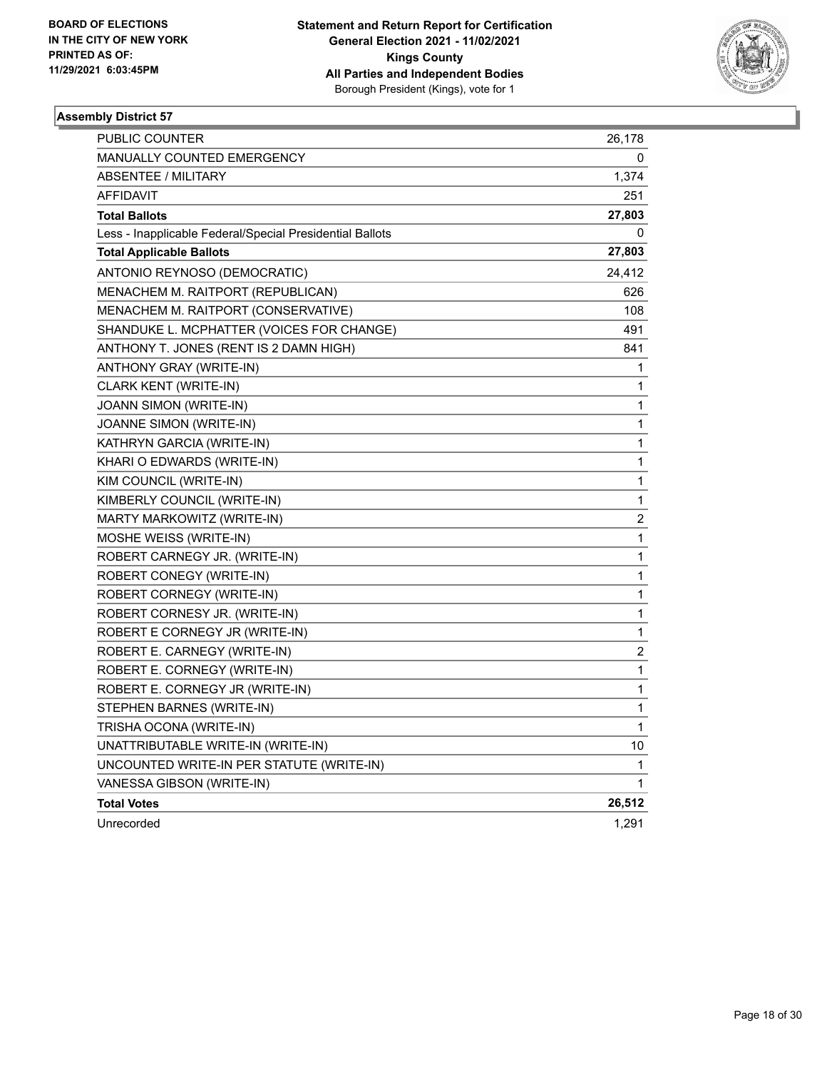BOARD OF ELECTIONS
IN THE CITY OF NEW YORK
PRINTED AS OF:
11/29/2021 6:03:45PM

**Statement and Return Report for Certification**
**General Election 2021 - 11/02/2021**
**Kings County**
**All Parties and Independent Bodies**
Borough President (Kings), vote for 1

### Assembly District 57

| | |
|---|---|
| PUBLIC COUNTER | 26,178 |
| MANUALLY COUNTED EMERGENCY | 0 |
| ABSENTEE / MILITARY | 1,374 |
| AFFIDAVIT | 251 |
| **Total Ballots** | **27,803** |
| Less - Inapplicable Federal/Special Presidential Ballots | 0 |
| **Total Applicable Ballots** | **27,803** |
| ANTONIO REYNOSO (DEMOCRATIC) | 24,412 |
| MENACHEM M. RAITPORT (REPUBLICAN) | 626 |
| MENACHEM M. RAITPORT (CONSERVATIVE) | 108 |
| SHANDUKE L. MCPHATTER (VOICES FOR CHANGE) | 491 |
| ANTHONY T. JONES (RENT IS 2 DAMN HIGH) | 841 |
| ANTHONY GRAY (WRITE-IN) | 1 |
| CLARK KENT (WRITE-IN) | 1 |
| JOANN SIMON (WRITE-IN) | 1 |
| JOANNE SIMON (WRITE-IN) | 1 |
| KATHRYN GARCIA (WRITE-IN) | 1 |
| KHARI O EDWARDS (WRITE-IN) | 1 |
| KIM COUNCIL (WRITE-IN) | 1 |
| KIMBERLY COUNCIL (WRITE-IN) | 1 |
| MARTY MARKOWITZ (WRITE-IN) | 2 |
| MOSHE WEISS (WRITE-IN) | 1 |
| ROBERT CARNEGY JR. (WRITE-IN) | 1 |
| ROBERT CONEGY (WRITE-IN) | 1 |
| ROBERT CORNEGY (WRITE-IN) | 1 |
| ROBERT CORNESY JR. (WRITE-IN) | 1 |
| ROBERT E CORNEGY JR (WRITE-IN) | 1 |
| ROBERT E. CARNEGY (WRITE-IN) | 2 |
| ROBERT E. CORNEGY (WRITE-IN) | 1 |
| ROBERT E. CORNEGY JR (WRITE-IN) | 1 |
| STEPHEN BARNES (WRITE-IN) | 1 |
| TRISHA OCONA (WRITE-IN) | 1 |
| UNATTRIBUTABLE WRITE-IN (WRITE-IN) | 10 |
| UNCOUNTED WRITE-IN PER STATUTE (WRITE-IN) | 1 |
| VANESSA GIBSON (WRITE-IN) | 1 |
| **Total Votes** | **26,512** |
| Unrecorded | 1,291 |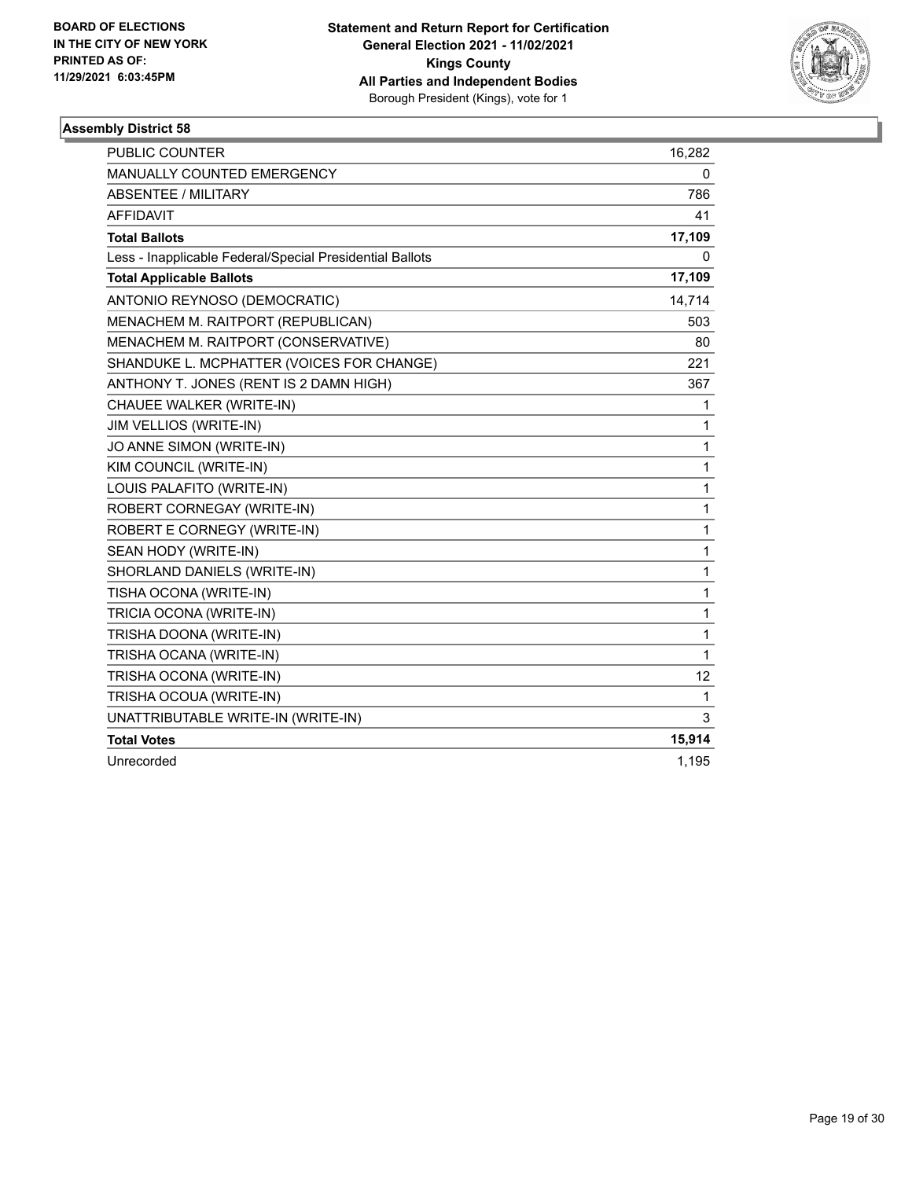BOARD OF ELECTIONS
IN THE CITY OF NEW YORK
PRINTED AS OF:
11/29/2021 6:03:45PM

**Statement and Return Report for Certification**
**General Election 2021 - 11/02/2021**
**Kings County**
**All Parties and Independent Bodies**
Borough President (Kings), vote for 1

### Assembly District 58

| | |
|---|---|
| PUBLIC COUNTER | 16,282 |
| MANUALLY COUNTED EMERGENCY | 0 |
| ABSENTEE / MILITARY | 786 |
| AFFIDAVIT | 41 |
| **Total Ballots** | **17,109** |
| Less - Inapplicable Federal/Special Presidential Ballots | 0 |
| **Total Applicable Ballots** | **17,109** |
| ANTONIO REYNOSO (DEMOCRATIC) | 14,714 |
| MENACHEM M. RAITPORT (REPUBLICAN) | 503 |
| MENACHEM M. RAITPORT (CONSERVATIVE) | 80 |
| SHANDUKE L. MCPHATTER (VOICES FOR CHANGE) | 221 |
| ANTHONY T. JONES (RENT IS 2 DAMN HIGH) | 367 |
| CHAUEE WALKER (WRITE-IN) | 1 |
| JIM VELLIOS (WRITE-IN) | 1 |
| JO ANNE SIMON (WRITE-IN) | 1 |
| KIM COUNCIL (WRITE-IN) | 1 |
| LOUIS PALAFITO (WRITE-IN) | 1 |
| ROBERT CORNEGAY (WRITE-IN) | 1 |
| ROBERT E CORNEGY (WRITE-IN) | 1 |
| SEAN HODY (WRITE-IN) | 1 |
| SHORLAND DANIELS (WRITE-IN) | 1 |
| TISHA OCONA (WRITE-IN) | 1 |
| TRICIA OCONA (WRITE-IN) | 1 |
| TRISHA DOONA (WRITE-IN) | 1 |
| TRISHA OCANA (WRITE-IN) | 1 |
| TRISHA OCONA (WRITE-IN) | 12 |
| TRISHA OCOUA (WRITE-IN) | 1 |
| UNATTRIBUTABLE WRITE-IN (WRITE-IN) | 3 |
| **Total Votes** | **15,914** |
| Unrecorded | 1,195 |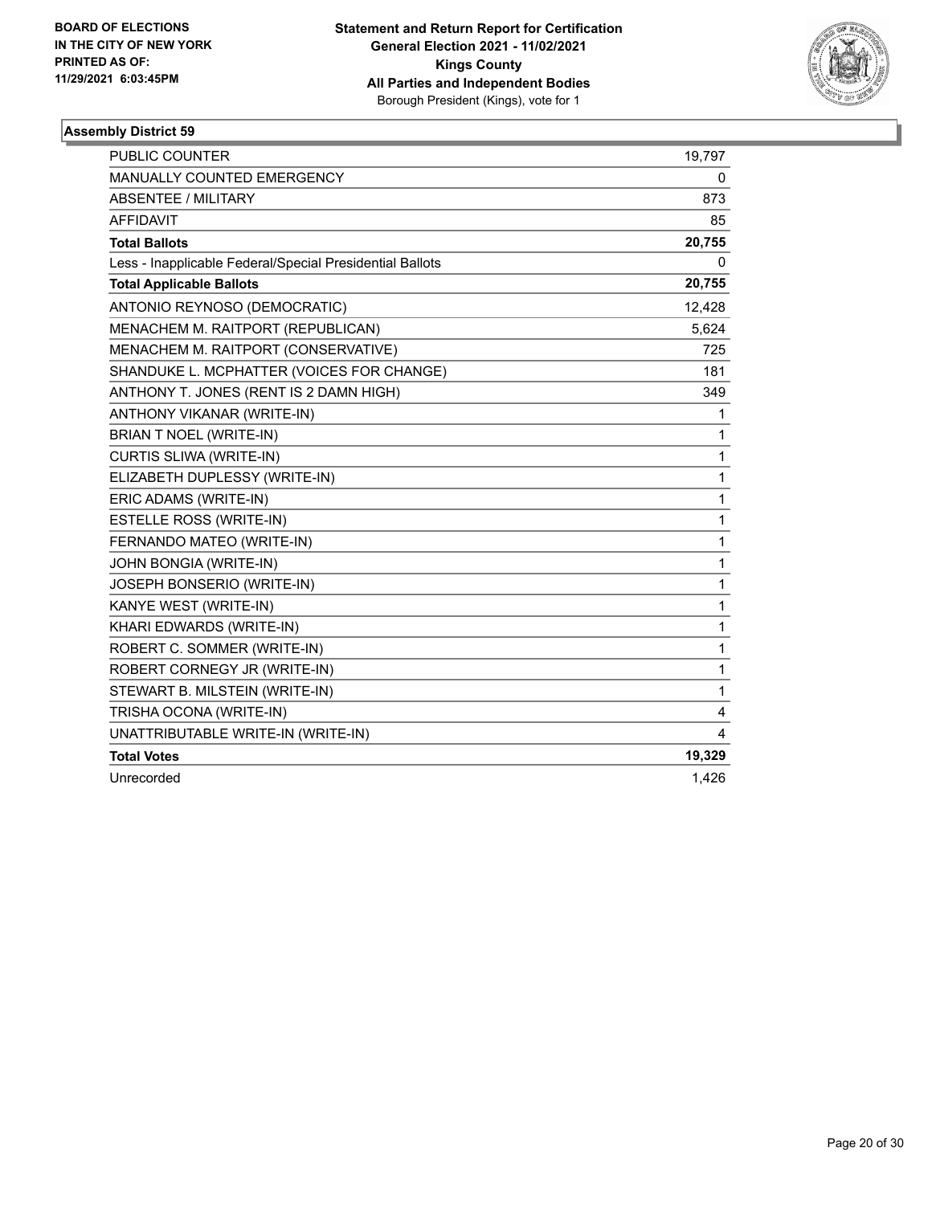BOARD OF ELECTIONS
IN THE CITY OF NEW YORK
PRINTED AS OF:
11/29/2021 6:03:45PM

**Statement and Return Report for Certification**
**General Election 2021 - 11/02/2021**
**Kings County**
**All Parties and Independent Bodies**
Borough President (Kings), vote for 1

## Assembly District 59

| | |
|---|---|
| PUBLIC COUNTER | 19,797 |
| MANUALLY COUNTED EMERGENCY | 0 |
| ABSENTEE / MILITARY | 873 |
| AFFIDAVIT | 85 |
| **Total Ballots** | **20,755** |
| Less - Inapplicable Federal/Special Presidential Ballots | 0 |
| **Total Applicable Ballots** | **20,755** |
| ANTONIO REYNOSO (DEMOCRATIC) | 12,428 |
| MENACHEM M. RAITPORT (REPUBLICAN) | 5,624 |
| MENACHEM M. RAITPORT (CONSERVATIVE) | 725 |
| SHANDUKE L. MCPHATTER (VOICES FOR CHANGE) | 181 |
| ANTHONY T. JONES (RENT IS 2 DAMN HIGH) | 349 |
| ANTHONY VIKANAR (WRITE-IN) | 1 |
| BRIAN T NOEL (WRITE-IN) | 1 |
| CURTIS SLIWA (WRITE-IN) | 1 |
| ELIZABETH DUPLESSY (WRITE-IN) | 1 |
| ERIC ADAMS (WRITE-IN) | 1 |
| ESTELLE ROSS (WRITE-IN) | 1 |
| FERNANDO MATEO (WRITE-IN) | 1 |
| JOHN BONGIA (WRITE-IN) | 1 |
| JOSEPH BONSERIO (WRITE-IN) | 1 |
| KANYE WEST (WRITE-IN) | 1 |
| KHARI EDWARDS (WRITE-IN) | 1 |
| ROBERT C. SOMMER (WRITE-IN) | 1 |
| ROBERT CORNEGY JR (WRITE-IN) | 1 |
| STEWART B. MILSTEIN (WRITE-IN) | 1 |
| TRISHA OCONA (WRITE-IN) | 4 |
| UNATTRIBUTABLE WRITE-IN (WRITE-IN) | 4 |
| **Total Votes** | **19,329** |
| Unrecorded | 1,426 |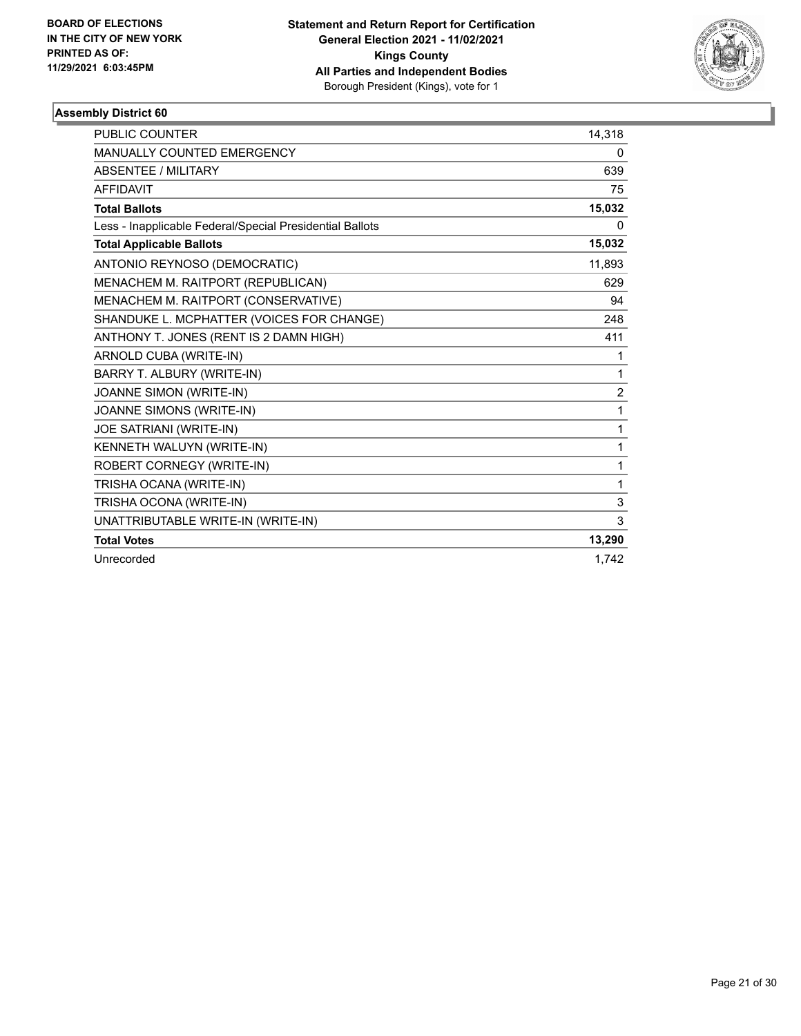**BOARD OF ELECTIONS IN THE CITY OF NEW YORK PRINTED AS OF: 11/29/2021 6:03:45PM**

**Statement and Return Report for Certification General Election 2021 - 11/02/2021 Kings County All Parties and Independent Bodies**
Borough President (Kings), vote for 1

### Assembly District 60

| | |
|---|---|
| PUBLIC COUNTER | 14,318 |
| MANUALLY COUNTED EMERGENCY | 0 |
| ABSENTEE / MILITARY | 639 |
| AFFIDAVIT | 75 |
| **Total Ballots** | **15,032** |
| Less - Inapplicable Federal/Special Presidential Ballots | 0 |
| **Total Applicable Ballots** | **15,032** |
| ANTONIO REYNOSO (DEMOCRATIC) | 11,893 |
| MENACHEM M. RAITPORT (REPUBLICAN) | 629 |
| MENACHEM M. RAITPORT (CONSERVATIVE) | 94 |
| SHANDUKE L. MCPHATTER (VOICES FOR CHANGE) | 248 |
| ANTHONY T. JONES (RENT IS 2 DAMN HIGH) | 411 |
| ARNOLD CUBA (WRITE-IN) | 1 |
| BARRY T. ALBURY (WRITE-IN) | 1 |
| JOANNE SIMON (WRITE-IN) | 2 |
| JOANNE SIMONS (WRITE-IN) | 1 |
| JOE SATRIANI (WRITE-IN) | 1 |
| KENNETH WALUYN (WRITE-IN) | 1 |
| ROBERT CORNEGY (WRITE-IN) | 1 |
| TRISHA OCANA (WRITE-IN) | 1 |
| TRISHA OCONA (WRITE-IN) | 3 |
| UNATTRIBUTABLE WRITE-IN (WRITE-IN) | 3 |
| **Total Votes** | **13,290** |
| Unrecorded | 1,742 |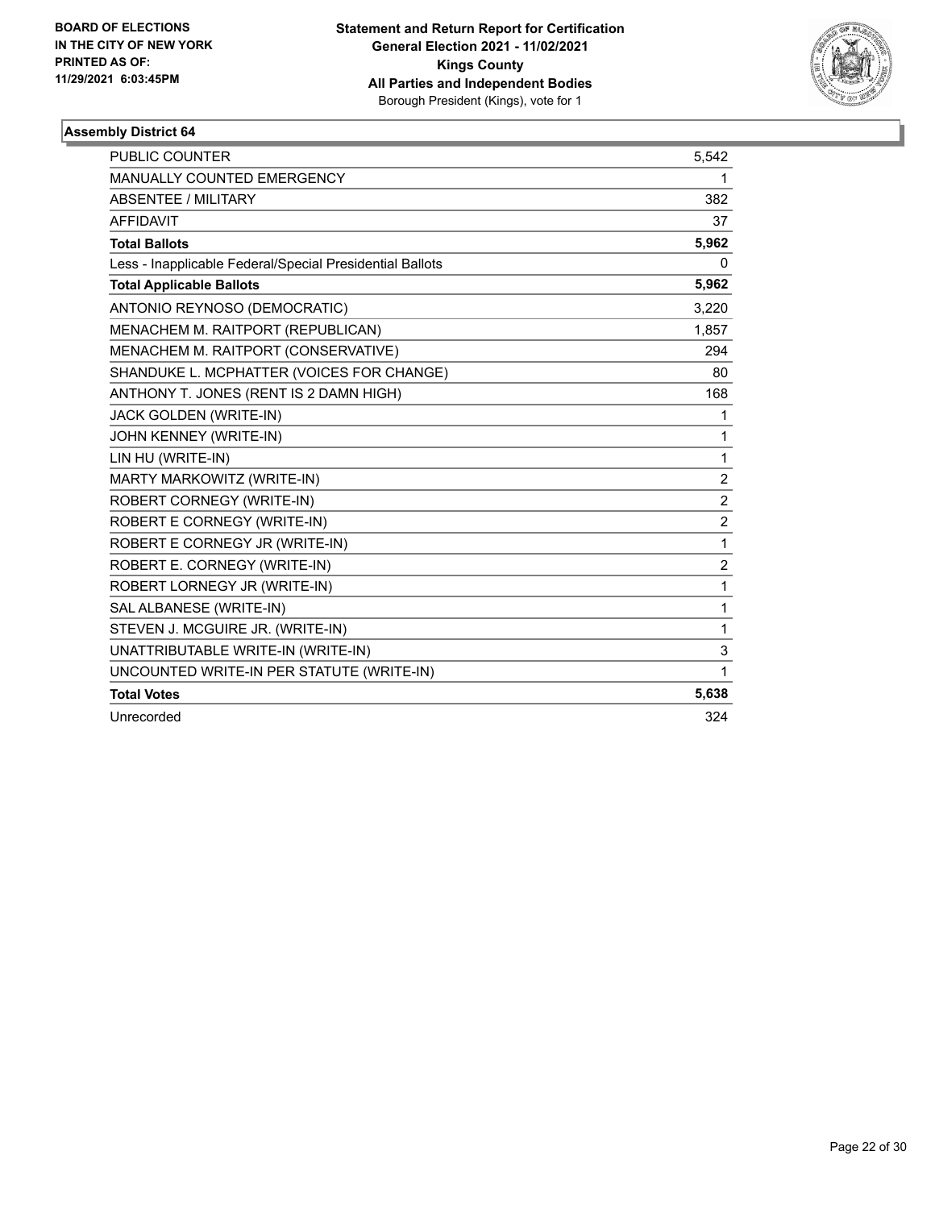**BOARD OF ELECTIONS IN THE CITY OF NEW YORK PRINTED AS OF: 11/29/2021 6:03:45PM**

**Statement and Return Report for Certification General Election 2021 - 11/02/2021 Kings County All Parties and Independent Bodies**
Borough President (Kings), vote for 1

### Assembly District 64

| | |
|---|---|
| PUBLIC COUNTER | 5,542 |
| MANUALLY COUNTED EMERGENCY | 1 |
| ABSENTEE / MILITARY | 382 |
| AFFIDAVIT | 37 |
| **Total Ballots** | **5,962** |
| Less - Inapplicable Federal/Special Presidential Ballots | 0 |
| **Total Applicable Ballots** | **5,962** |
| ANTONIO REYNOSO (DEMOCRATIC) | 3,220 |
| MENACHEM M. RAITPORT (REPUBLICAN) | 1,857 |
| MENACHEM M. RAITPORT (CONSERVATIVE) | 294 |
| SHANDUKE L. MCPHATTER (VOICES FOR CHANGE) | 80 |
| ANTHONY T. JONES (RENT IS 2 DAMN HIGH) | 168 |
| JACK GOLDEN (WRITE-IN) | 1 |
| JOHN KENNEY (WRITE-IN) | 1 |
| LIN HU (WRITE-IN) | 1 |
| MARTY MARKOWITZ (WRITE-IN) | 2 |
| ROBERT CORNEGY (WRITE-IN) | 2 |
| ROBERT E CORNEGY (WRITE-IN) | 2 |
| ROBERT E CORNEGY JR (WRITE-IN) | 1 |
| ROBERT E. CORNEGY (WRITE-IN) | 2 |
| ROBERT LORNEGY JR (WRITE-IN) | 1 |
| SAL ALBANESE (WRITE-IN) | 1 |
| STEVEN J. MCGUIRE JR. (WRITE-IN) | 1 |
| UNATTRIBUTABLE WRITE-IN (WRITE-IN) | 3 |
| UNCOUNTED WRITE-IN PER STATUTE (WRITE-IN) | 1 |
| **Total Votes** | **5,638** |
| Unrecorded | 324 |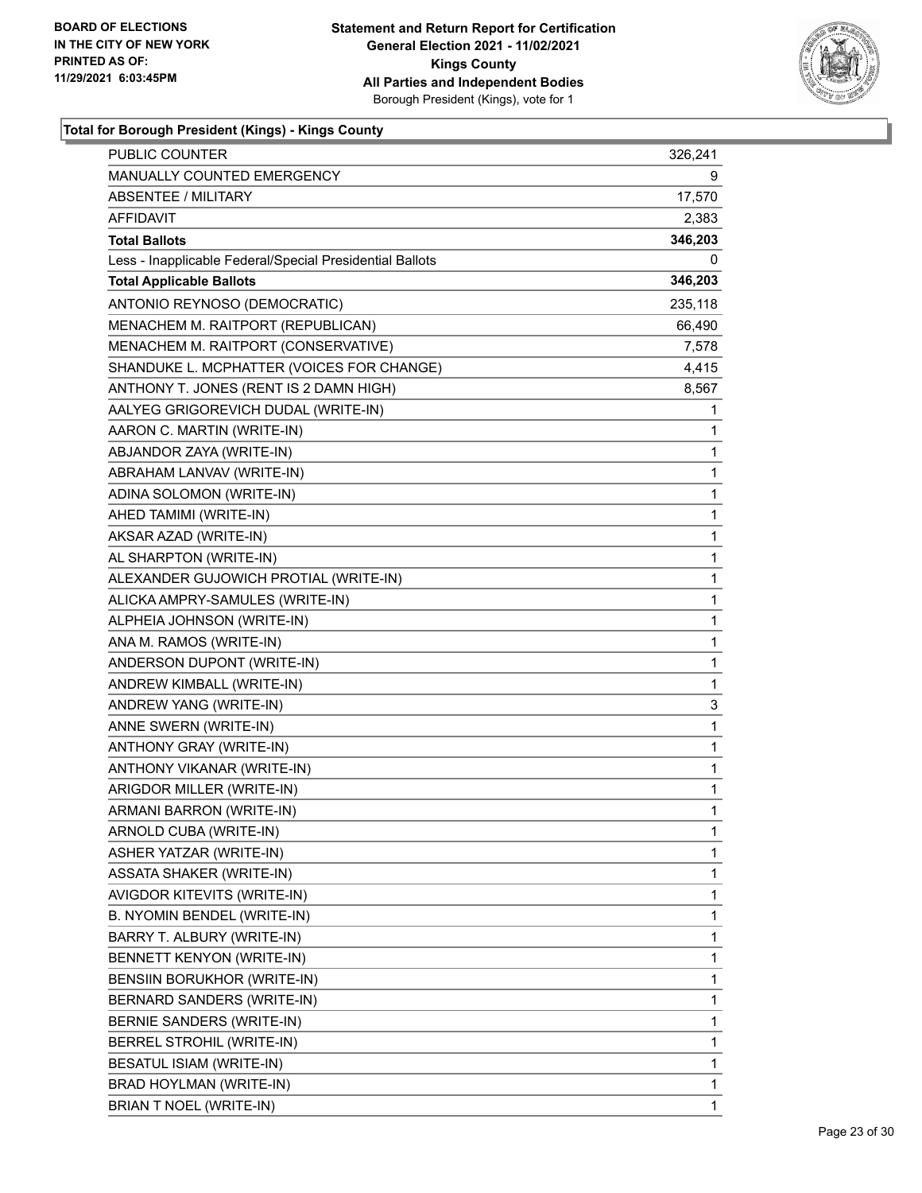**Total for Borough President (Kings) - Kings County**

| | |
|---|---|
| PUBLIC COUNTER | 326,241 |
| MANUALLY COUNTED EMERGENCY | 9 |
| ABSENTEE / MILITARY | 17,570 |
| AFFIDAVIT | 2,383 |
| **Total Ballots** | **346,203** |
| Less - Inapplicable Federal/Special Presidential Ballots | 0 |
| **Total Applicable Ballots** | **346,203** |
| ANTONIO REYNOSO (DEMOCRATIC) | 235,118 |
| MENACHEM M. RAITPORT (REPUBLICAN) | 66,490 |
| MENACHEM M. RAITPORT (CONSERVATIVE) | 7,578 |
| SHANDUKE L. MCPHATTER (VOICES FOR CHANGE) | 4,415 |
| ANTHONY T. JONES (RENT IS 2 DAMN HIGH) | 8,567 |
| AALYEG GRIGOREVICH DUDAL (WRITE-IN) | 1 |
| AARON C. MARTIN (WRITE-IN) | 1 |
| ABJANDOR ZAYA (WRITE-IN) | 1 |
| ABRAHAM LANVAV (WRITE-IN) | 1 |
| ADINA SOLOMON (WRITE-IN) | 1 |
| AHED TAMIMI (WRITE-IN) | 1 |
| AKSAR AZAD (WRITE-IN) | 1 |
| AL SHARPTON (WRITE-IN) | 1 |
| ALEXANDER GUJOWICH PROTIAL (WRITE-IN) | 1 |
| ALICKA AMPRY-SAMULES (WRITE-IN) | 1 |
| ALPHEIA JOHNSON (WRITE-IN) | 1 |
| ANA M. RAMOS (WRITE-IN) | 1 |
| ANDERSON DUPONT (WRITE-IN) | 1 |
| ANDREW KIMBALL (WRITE-IN) | 1 |
| ANDREW YANG (WRITE-IN) | 3 |
| ANNE SWERN (WRITE-IN) | 1 |
| ANTHONY GRAY (WRITE-IN) | 1 |
| ANTHONY VIKANAR (WRITE-IN) | 1 |
| ARIGDOR MILLER (WRITE-IN) | 1 |
| ARMANI BARRON (WRITE-IN) | 1 |
| ARNOLD CUBA (WRITE-IN) | 1 |
| ASHER YATZAR (WRITE-IN) | 1 |
| ASSATA SHAKER (WRITE-IN) | 1 |
| AVIGDOR KITEVITS (WRITE-IN) | 1 |
| B. NYOMIN BENDEL (WRITE-IN) | 1 |
| BARRY T. ALBURY (WRITE-IN) | 1 |
| BENNETT KENYON (WRITE-IN) | 1 |
| BENSIIN BORUKHOR (WRITE-IN) | 1 |
| BERNARD SANDERS (WRITE-IN) | 1 |
| BERNIE SANDERS (WRITE-IN) | 1 |
| BERREL STROHIL (WRITE-IN) | 1 |
| BESATUL ISIAM (WRITE-IN) | 1 |
| BRAD HOYLMAN (WRITE-IN) | 1 |
| BRIAN T NOEL (WRITE-IN) | 1 |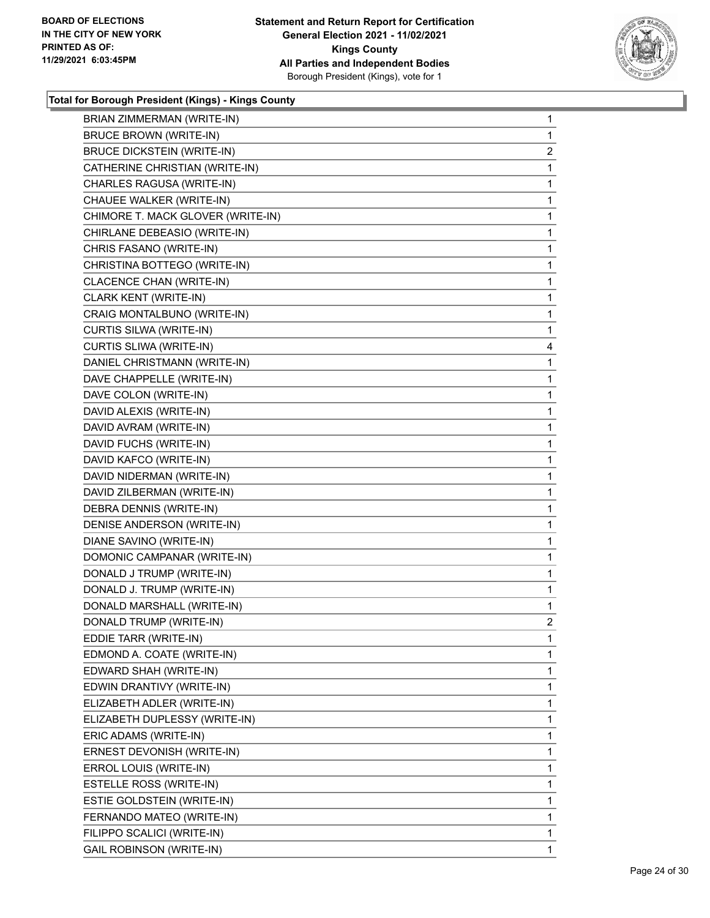**Total for Borough President (Kings) - Kings County**

| | |
|---|---|
| BRIAN ZIMMERMAN (WRITE-IN) | 1 |
| BRUCE BROWN (WRITE-IN) | 1 |
| BRUCE DICKSTEIN (WRITE-IN) | 2 |
| CATHERINE CHRISTIAN (WRITE-IN) | 1 |
| CHARLES RAGUSA (WRITE-IN) | 1 |
| CHAUEE WALKER (WRITE-IN) | 1 |
| CHIMORE T. MACK GLOVER (WRITE-IN) | 1 |
| CHIRLANE DEBEASIO (WRITE-IN) | 1 |
| CHRIS FASANO (WRITE-IN) | 1 |
| CHRISTINA BOTTEGO (WRITE-IN) | 1 |
| CLACENCE CHAN (WRITE-IN) | 1 |
| CLARK KENT (WRITE-IN) | 1 |
| CRAIG MONTALBUNO (WRITE-IN) | 1 |
| CURTIS SILWA (WRITE-IN) | 1 |
| CURTIS SLIWA (WRITE-IN) | 4 |
| DANIEL CHRISTMANN (WRITE-IN) | 1 |
| DAVE CHAPPELLE (WRITE-IN) | 1 |
| DAVE COLON (WRITE-IN) | 1 |
| DAVID ALEXIS (WRITE-IN) | 1 |
| DAVID AVRAM (WRITE-IN) | 1 |
| DAVID FUCHS (WRITE-IN) | 1 |
| DAVID KAFCO (WRITE-IN) | 1 |
| DAVID NIDERMAN (WRITE-IN) | 1 |
| DAVID ZILBERMAN (WRITE-IN) | 1 |
| DEBRA DENNIS (WRITE-IN) | 1 |
| DENISE ANDERSON (WRITE-IN) | 1 |
| DIANE SAVINO (WRITE-IN) | 1 |
| DOMONIC CAMPANAR (WRITE-IN) | 1 |
| DONALD J TRUMP (WRITE-IN) | 1 |
| DONALD J. TRUMP (WRITE-IN) | 1 |
| DONALD MARSHALL (WRITE-IN) | 1 |
| DONALD TRUMP (WRITE-IN) | 2 |
| EDDIE TARR (WRITE-IN) | 1 |
| EDMOND A. COATE (WRITE-IN) | 1 |
| EDWARD SHAH (WRITE-IN) | 1 |
| EDWIN DRANTIVY (WRITE-IN) | 1 |
| ELIZABETH ADLER (WRITE-IN) | 1 |
| ELIZABETH DUPLESSY (WRITE-IN) | 1 |
| ERIC ADAMS (WRITE-IN) | 1 |
| ERNEST DEVONISH (WRITE-IN) | 1 |
| ERROL LOUIS (WRITE-IN) | 1 |
| ESTELLE ROSS (WRITE-IN) | 1 |
| ESTIE GOLDSTEIN (WRITE-IN) | 1 |
| FERNANDO MATEO (WRITE-IN) | 1 |
| FILIPPO SCALICI (WRITE-IN) | 1 |
| GAIL ROBINSON (WRITE-IN) | 1 |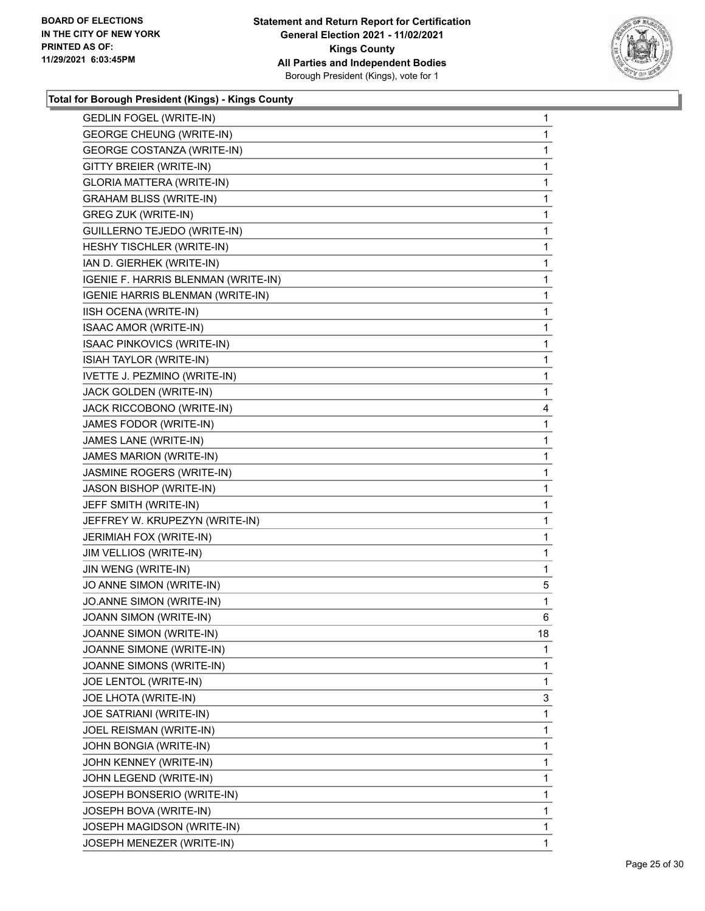**Total for Borough President (Kings) - Kings County**

| | |
|---|---|
| GEDLIN FOGEL (WRITE-IN) | 1 |
| GEORGE CHEUNG (WRITE-IN) | 1 |
| GEORGE COSTANZA (WRITE-IN) | 1 |
| GITTY BREIER (WRITE-IN) | 1 |
| GLORIA MATTERA (WRITE-IN) | 1 |
| GRAHAM BLISS (WRITE-IN) | 1 |
| GREG ZUK (WRITE-IN) | 1 |
| GUILLERNO TEJEDO (WRITE-IN) | 1 |
| HESHY TISCHLER (WRITE-IN) | 1 |
| IAN D. GIERHEK (WRITE-IN) | 1 |
| IGENIE F. HARRIS BLENMAN (WRITE-IN) | 1 |
| IGENIE HARRIS BLENMAN (WRITE-IN) | 1 |
| IISH OCENA (WRITE-IN) | 1 |
| ISAAC AMOR (WRITE-IN) | 1 |
| ISAAC PINKOVICS (WRITE-IN) | 1 |
| ISIAH TAYLOR (WRITE-IN) | 1 |
| IVETTE J. PEZMINO (WRITE-IN) | 1 |
| JACK GOLDEN (WRITE-IN) | 1 |
| JACK RICCOBONO (WRITE-IN) | 4 |
| JAMES FODOR (WRITE-IN) | 1 |
| JAMES LANE (WRITE-IN) | 1 |
| JAMES MARION (WRITE-IN) | 1 |
| JASMINE ROGERS (WRITE-IN) | 1 |
| JASON BISHOP (WRITE-IN) | 1 |
| JEFF SMITH (WRITE-IN) | 1 |
| JEFFREY W. KRUPEZYN (WRITE-IN) | 1 |
| JERIMIAH FOX (WRITE-IN) | 1 |
| JIM VELLIOS (WRITE-IN) | 1 |
| JIN WENG (WRITE-IN) | 1 |
| JO ANNE SIMON (WRITE-IN) | 5 |
| JO.ANNE SIMON (WRITE-IN) | 1 |
| JOANN SIMON (WRITE-IN) | 6 |
| JOANNE SIMON (WRITE-IN) | 18 |
| JOANNE SIMONE (WRITE-IN) | 1 |
| JOANNE SIMONS (WRITE-IN) | 1 |
| JOE LENTOL (WRITE-IN) | 1 |
| JOE LHOTA (WRITE-IN) | 3 |
| JOE SATRIANI (WRITE-IN) | 1 |
| JOEL REISMAN (WRITE-IN) | 1 |
| JOHN BONGIA (WRITE-IN) | 1 |
| JOHN KENNEY (WRITE-IN) | 1 |
| JOHN LEGEND (WRITE-IN) | 1 |
| JOSEPH BONSERIO (WRITE-IN) | 1 |
| JOSEPH BOVA (WRITE-IN) | 1 |
| JOSEPH MAGIDSON (WRITE-IN) | 1 |
| JOSEPH MENEZER (WRITE-IN) | 1 |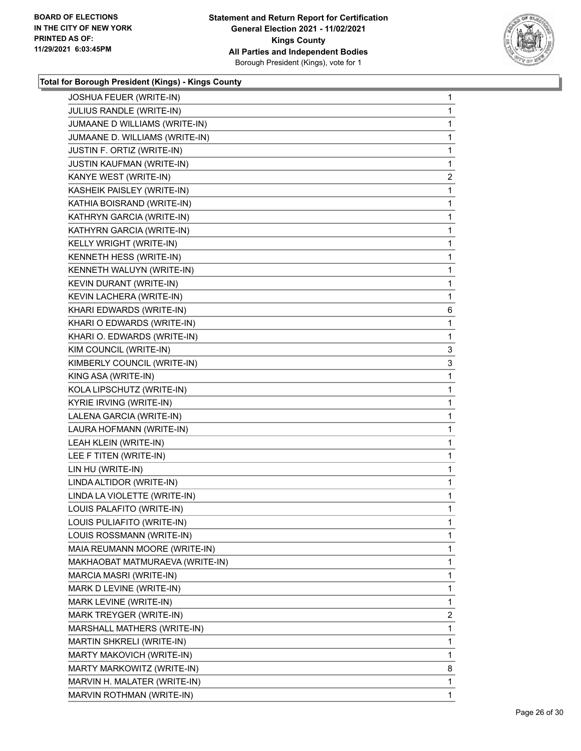**Total for Borough President (Kings) - Kings County**

| Candidate | Votes |
|---|---|
| JOSHUA FEUER (WRITE-IN) | 1 |
| JULIUS RANDLE (WRITE-IN) | 1 |
| JUMAANE D WILLIAMS (WRITE-IN) | 1 |
| JUMAANE D. WILLIAMS (WRITE-IN) | 1 |
| JUSTIN F. ORTIZ (WRITE-IN) | 1 |
| JUSTIN KAUFMAN (WRITE-IN) | 1 |
| KANYE WEST (WRITE-IN) | 2 |
| KASHEIK PAISLEY (WRITE-IN) | 1 |
| KATHIA BOISRAND (WRITE-IN) | 1 |
| KATHRYN GARCIA (WRITE-IN) | 1 |
| KATHYRN GARCIA (WRITE-IN) | 1 |
| KELLY WRIGHT (WRITE-IN) | 1 |
| KENNETH HESS (WRITE-IN) | 1 |
| KENNETH WALUYN (WRITE-IN) | 1 |
| KEVIN DURANT (WRITE-IN) | 1 |
| KEVIN LACHERA (WRITE-IN) | 1 |
| KHARI EDWARDS (WRITE-IN) | 6 |
| KHARI O EDWARDS (WRITE-IN) | 1 |
| KHARI O. EDWARDS (WRITE-IN) | 1 |
| KIM COUNCIL (WRITE-IN) | 3 |
| KIMBERLY COUNCIL (WRITE-IN) | 3 |
| KING ASA (WRITE-IN) | 1 |
| KOLA LIPSCHUTZ (WRITE-IN) | 1 |
| KYRIE IRVING (WRITE-IN) | 1 |
| LALENA GARCIA (WRITE-IN) | 1 |
| LAURA HOFMANN (WRITE-IN) | 1 |
| LEAH KLEIN (WRITE-IN) | 1 |
| LEE F TITEN (WRITE-IN) | 1 |
| LIN HU (WRITE-IN) | 1 |
| LINDA ALTIDOR (WRITE-IN) | 1 |
| LINDA LA VIOLETTE (WRITE-IN) | 1 |
| LOUIS PALAFITO (WRITE-IN) | 1 |
| LOUIS PULIAFITO (WRITE-IN) | 1 |
| LOUIS ROSSMANN (WRITE-IN) | 1 |
| MAIA REUMANN MOORE (WRITE-IN) | 1 |
| MAKHAOBAT MATMURAEVA (WRITE-IN) | 1 |
| MARCIA MASRI (WRITE-IN) | 1 |
| MARK D LEVINE (WRITE-IN) | 1 |
| MARK LEVINE (WRITE-IN) | 1 |
| MARK TREYGER (WRITE-IN) | 2 |
| MARSHALL MATHERS (WRITE-IN) | 1 |
| MARTIN SHKRELI (WRITE-IN) | 1 |
| MARTY MAKOVICH (WRITE-IN) | 1 |
| MARTY MARKOWITZ (WRITE-IN) | 8 |
| MARVIN H. MALATER (WRITE-IN) | 1 |
| MARVIN ROTHMAN (WRITE-IN) | 1 |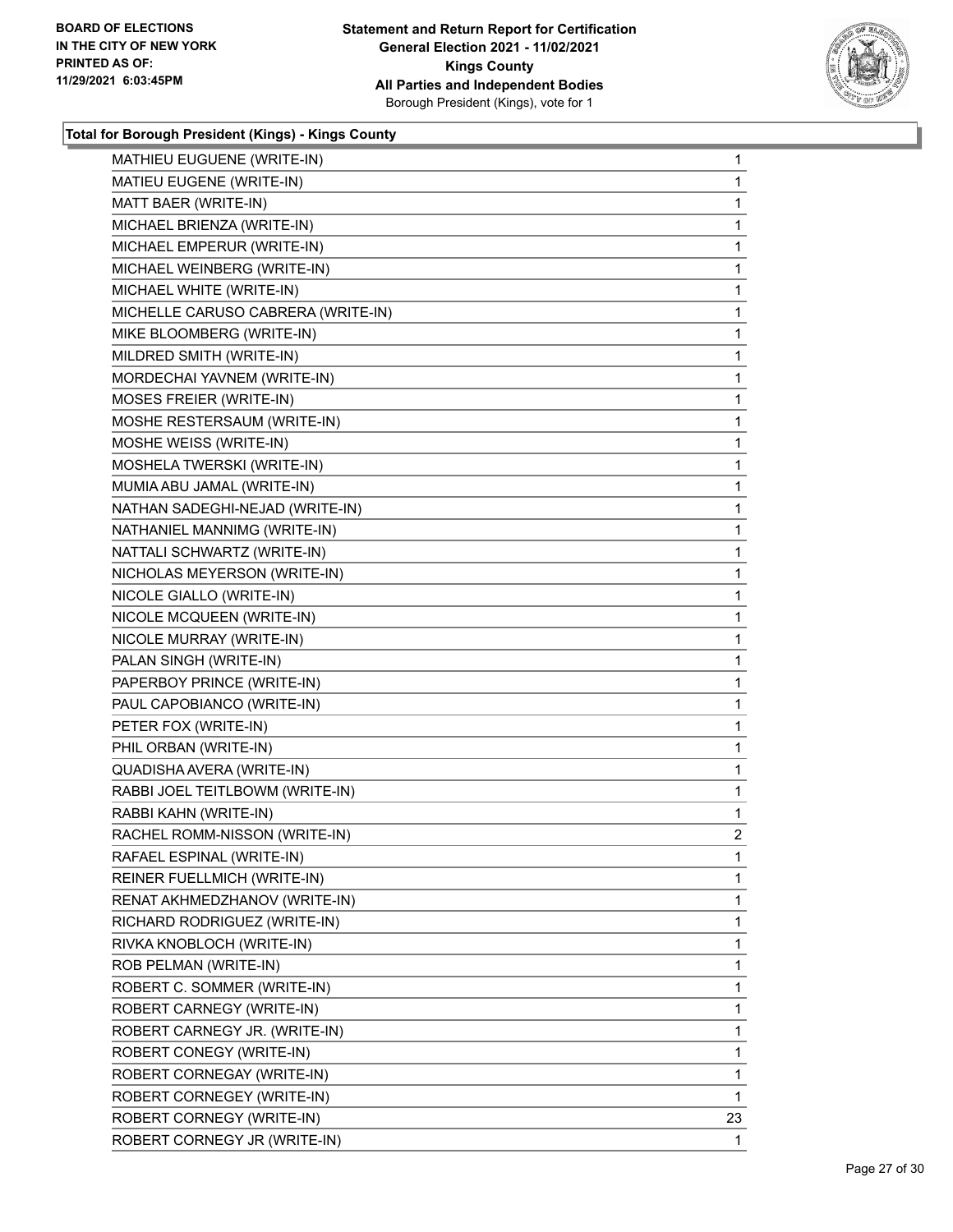**Total for Borough President (Kings) - Kings County**

| Candidate | Votes |
|---|---|
| MATHIEU EUGUENE (WRITE-IN) | 1 |
| MATIEU EUGENE (WRITE-IN) | 1 |
| MATT BAER (WRITE-IN) | 1 |
| MICHAEL BRIENZA (WRITE-IN) | 1 |
| MICHAEL EMPERUR (WRITE-IN) | 1 |
| MICHAEL WEINBERG (WRITE-IN) | 1 |
| MICHAEL WHITE (WRITE-IN) | 1 |
| MICHELLE CARUSO CABRERA (WRITE-IN) | 1 |
| MIKE BLOOMBERG (WRITE-IN) | 1 |
| MILDRED SMITH (WRITE-IN) | 1 |
| MORDECHAI YAVNEM (WRITE-IN) | 1 |
| MOSES FREIER (WRITE-IN) | 1 |
| MOSHE RESTERSAUM (WRITE-IN) | 1 |
| MOSHE WEISS (WRITE-IN) | 1 |
| MOSHELA TWERSKI (WRITE-IN) | 1 |
| MUMIA ABU JAMAL (WRITE-IN) | 1 |
| NATHAN SADEGHI-NEJAD (WRITE-IN) | 1 |
| NATHANIEL MANNIMG (WRITE-IN) | 1 |
| NATTALI SCHWARTZ (WRITE-IN) | 1 |
| NICHOLAS MEYERSON (WRITE-IN) | 1 |
| NICOLE GIALLO (WRITE-IN) | 1 |
| NICOLE MCQUEEN (WRITE-IN) | 1 |
| NICOLE MURRAY (WRITE-IN) | 1 |
| PALAN SINGH (WRITE-IN) | 1 |
| PAPERBOY PRINCE (WRITE-IN) | 1 |
| PAUL CAPOBIANCO (WRITE-IN) | 1 |
| PETER FOX (WRITE-IN) | 1 |
| PHIL ORBAN (WRITE-IN) | 1 |
| QUADISHA AVERA (WRITE-IN) | 1 |
| RABBI JOEL TEITLBOWM (WRITE-IN) | 1 |
| RABBI KAHN (WRITE-IN) | 1 |
| RACHEL ROMM-NISSON (WRITE-IN) | 2 |
| RAFAEL ESPINAL (WRITE-IN) | 1 |
| REINER FUELLMICH (WRITE-IN) | 1 |
| RENAT AKHMEDZHANOV (WRITE-IN) | 1 |
| RICHARD RODRIGUEZ (WRITE-IN) | 1 |
| RIVKA KNOBLOCH (WRITE-IN) | 1 |
| ROB PELMAN (WRITE-IN) | 1 |
| ROBERT C. SOMMER (WRITE-IN) | 1 |
| ROBERT CARNEGY (WRITE-IN) | 1 |
| ROBERT CARNEGY JR. (WRITE-IN) | 1 |
| ROBERT CONEGY (WRITE-IN) | 1 |
| ROBERT CORNEGAY (WRITE-IN) | 1 |
| ROBERT CORNEGEY (WRITE-IN) | 1 |
| ROBERT CORNEGY (WRITE-IN) | 23 |
| ROBERT CORNEGY JR (WRITE-IN) | 1 |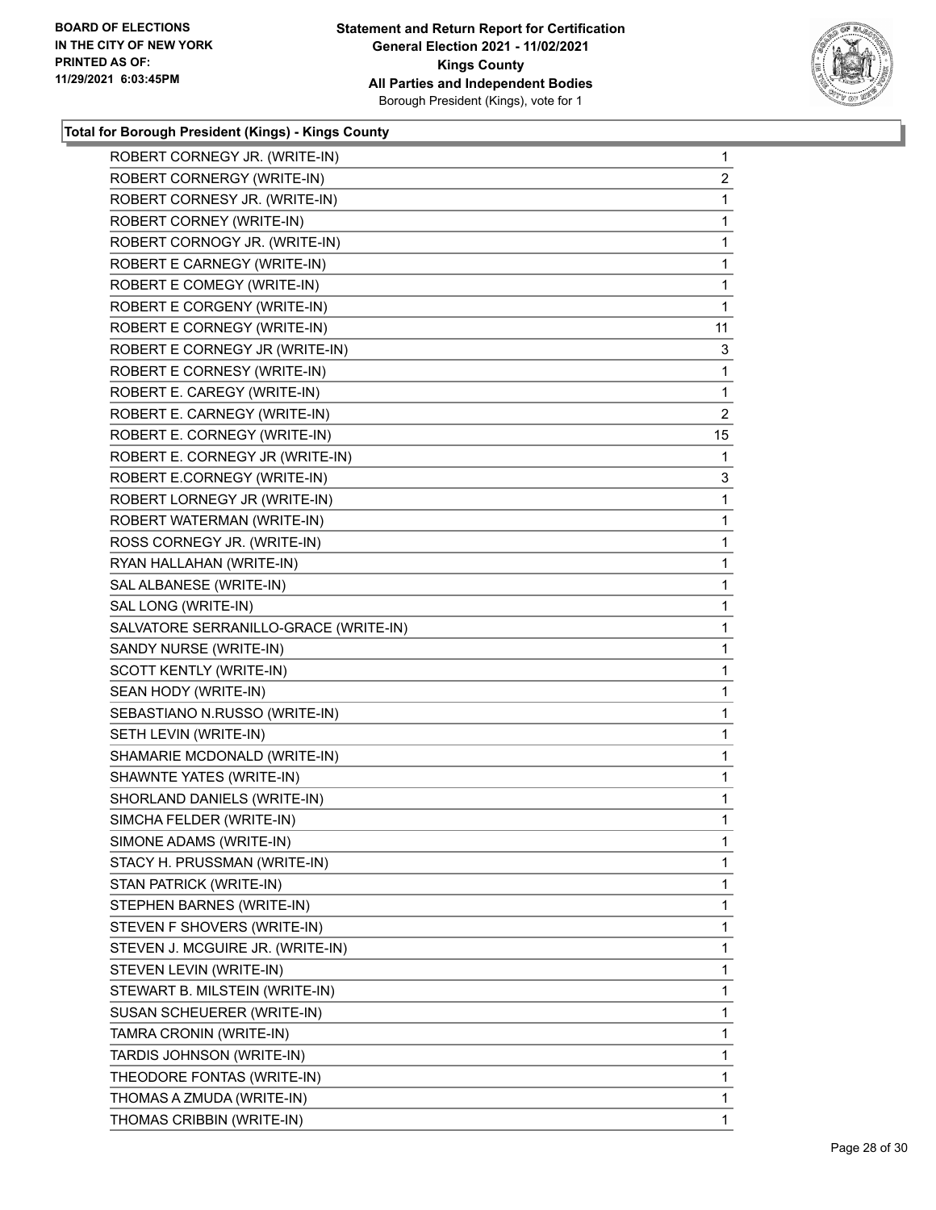### Total for Borough President (Kings) - Kings County

| | |
|---|---|
| ROBERT CORNEGY JR. (WRITE-IN) | 1 |
| ROBERT CORNERGY (WRITE-IN) | 2 |
| ROBERT CORNESY JR. (WRITE-IN) | 1 |
| ROBERT CORNEY (WRITE-IN) | 1 |
| ROBERT CORNOGY JR. (WRITE-IN) | 1 |
| ROBERT E CARNEGY (WRITE-IN) | 1 |
| ROBERT E COMEGY (WRITE-IN) | 1 |
| ROBERT E CORGENY (WRITE-IN) | 1 |
| ROBERT E CORNEGY (WRITE-IN) | 11 |
| ROBERT E CORNEGY JR (WRITE-IN) | 3 |
| ROBERT E CORNESY (WRITE-IN) | 1 |
| ROBERT E. CAREGY (WRITE-IN) | 1 |
| ROBERT E. CARNEGY (WRITE-IN) | 2 |
| ROBERT E. CORNEGY (WRITE-IN) | 15 |
| ROBERT E. CORNEGY JR (WRITE-IN) | 1 |
| ROBERT E.CORNEGY (WRITE-IN) | 3 |
| ROBERT LORNEGY JR (WRITE-IN) | 1 |
| ROBERT WATERMAN (WRITE-IN) | 1 |
| ROSS CORNEGY JR. (WRITE-IN) | 1 |
| RYAN HALLAHAN (WRITE-IN) | 1 |
| SAL ALBANESE (WRITE-IN) | 1 |
| SAL LONG (WRITE-IN) | 1 |
| SALVATORE SERRANILLO-GRACE (WRITE-IN) | 1 |
| SANDY NURSE (WRITE-IN) | 1 |
| SCOTT KENTLY (WRITE-IN) | 1 |
| SEAN HODY (WRITE-IN) | 1 |
| SEBASTIANO N.RUSSO (WRITE-IN) | 1 |
| SETH LEVIN (WRITE-IN) | 1 |
| SHAMARIE MCDONALD (WRITE-IN) | 1 |
| SHAWNTE YATES (WRITE-IN) | 1 |
| SHORLAND DANIELS (WRITE-IN) | 1 |
| SIMCHA FELDER (WRITE-IN) | 1 |
| SIMONE ADAMS (WRITE-IN) | 1 |
| STACY H. PRUSSMAN (WRITE-IN) | 1 |
| STAN PATRICK (WRITE-IN) | 1 |
| STEPHEN BARNES (WRITE-IN) | 1 |
| STEVEN F SHOVERS (WRITE-IN) | 1 |
| STEVEN J. MCGUIRE JR. (WRITE-IN) | 1 |
| STEVEN LEVIN (WRITE-IN) | 1 |
| STEWART B. MILSTEIN (WRITE-IN) | 1 |
| SUSAN SCHEUERER (WRITE-IN) | 1 |
| TAMRA CRONIN (WRITE-IN) | 1 |
| TARDIS JOHNSON (WRITE-IN) | 1 |
| THEODORE FONTAS (WRITE-IN) | 1 |
| THOMAS A ZMUDA (WRITE-IN) | 1 |
| THOMAS CRIBBIN (WRITE-IN) | 1 |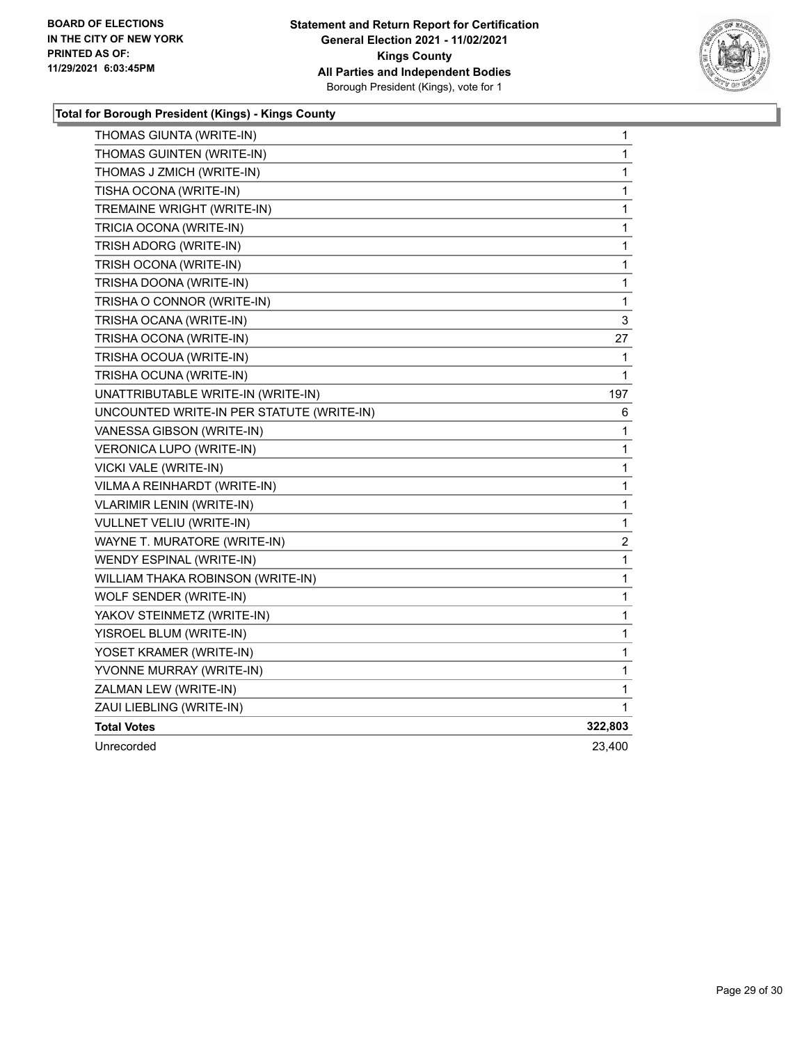**Total for Borough President (Kings) - Kings County**

| | |
|---|---|
| THOMAS GIUNTA (WRITE-IN) | 1 |
| THOMAS GUINTEN (WRITE-IN) | 1 |
| THOMAS J ZMICH (WRITE-IN) | 1 |
| TISHA OCONA (WRITE-IN) | 1 |
| TREMAINE WRIGHT (WRITE-IN) | 1 |
| TRICIA OCONA (WRITE-IN) | 1 |
| TRISH ADORG (WRITE-IN) | 1 |
| TRISH OCONA (WRITE-IN) | 1 |
| TRISHA DOONA (WRITE-IN) | 1 |
| TRISHA O CONNOR (WRITE-IN) | 1 |
| TRISHA OCANA (WRITE-IN) | 3 |
| TRISHA OCONA (WRITE-IN) | 27 |
| TRISHA OCOUA (WRITE-IN) | 1 |
| TRISHA OCUNA (WRITE-IN) | 1 |
| UNATTRIBUTABLE WRITE-IN (WRITE-IN) | 197 |
| UNCOUNTED WRITE-IN PER STATUTE (WRITE-IN) | 6 |
| VANESSA GIBSON (WRITE-IN) | 1 |
| VERONICA LUPO (WRITE-IN) | 1 |
| VICKI VALE (WRITE-IN) | 1 |
| VILMA A REINHARDT (WRITE-IN) | 1 |
| VLARIMIR LENIN (WRITE-IN) | 1 |
| VULLNET VELIU (WRITE-IN) | 1 |
| WAYNE T. MURATORE (WRITE-IN) | 2 |
| WENDY ESPINAL (WRITE-IN) | 1 |
| WILLIAM THAKA ROBINSON (WRITE-IN) | 1 |
| WOLF SENDER (WRITE-IN) | 1 |
| YAKOV STEINMETZ (WRITE-IN) | 1 |
| YISROEL BLUM (WRITE-IN) | 1 |
| YOSET KRAMER (WRITE-IN) | 1 |
| YVONNE MURRAY (WRITE-IN) | 1 |
| ZALMAN LEW (WRITE-IN) | 1 |
| ZAUI LIEBLING (WRITE-IN) | 1 |
| **Total Votes** | **322,803** |
| Unrecorded | 23,400 |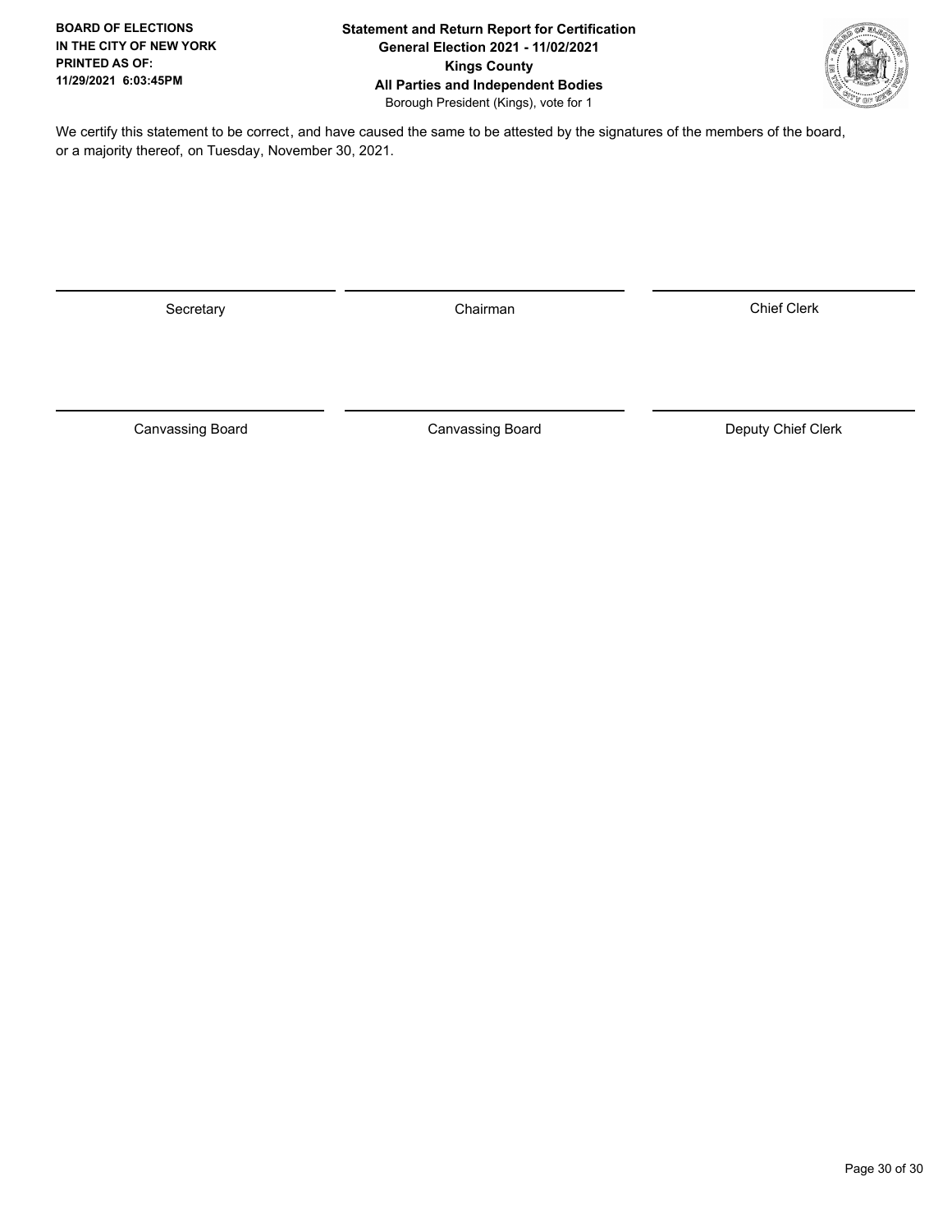We certify this statement to be correct, and have caused the same to be attested by the signatures of the members of the board, or a majority thereof, on Tuesday, November 30, 2021.

| | | |
|---|---|---|
| Secretary | Chairman | Chief Clerk |
| Canvassing Board | Canvassing Board | Deputy Chief Clerk |